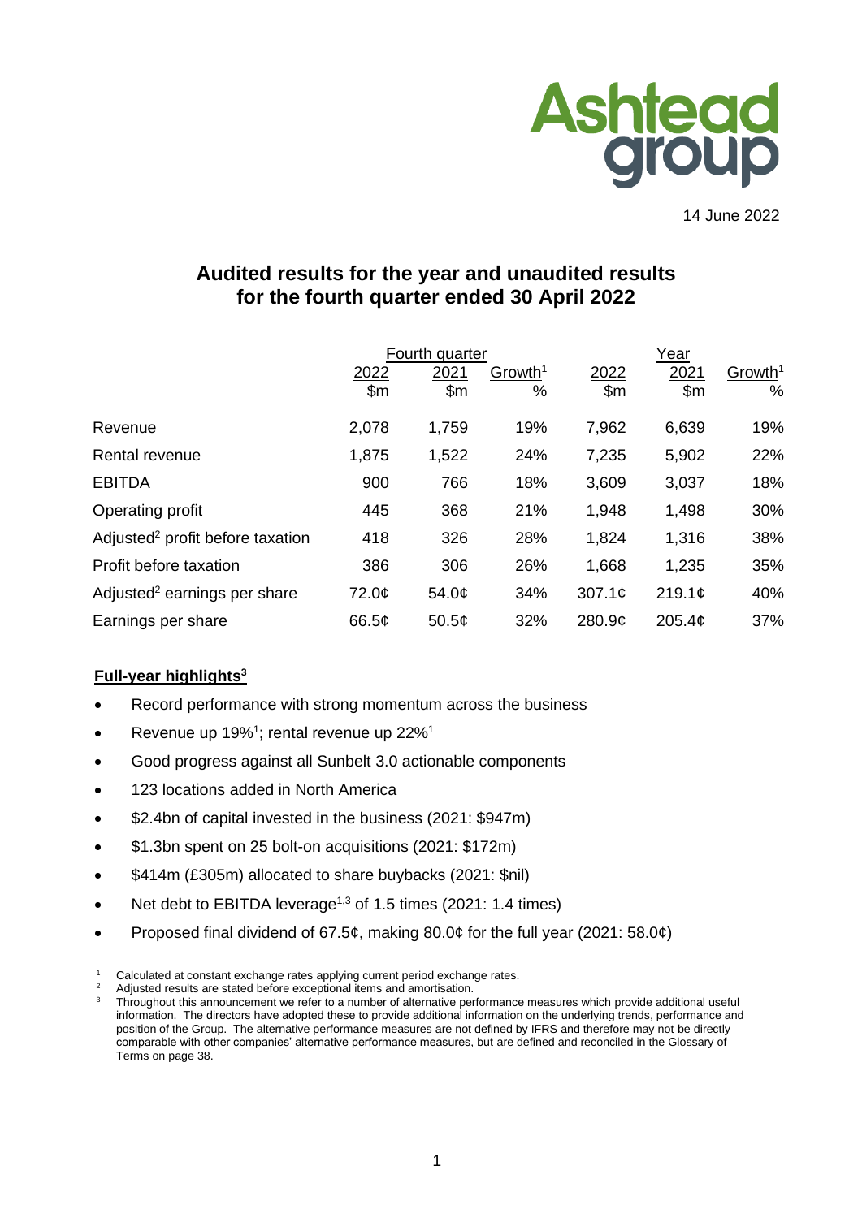Ashtead group

14 June 2022

# Audited results for the year and unaudited results for the fourth quarter ended 30 April 2022

| | Fourth quarter | | | Year | | |
|---|---|---|---|---|---|---|
| | 2022 | 2021 | Growth[1] | 2022 | 2021 | Growth[1] |
| | $m | $m | % | $m | $m | % |
| Revenue | 2,078 | 1,759 | 19% | 7,962 | 6,639 | 19% |
| Rental revenue | 1,875 | 1,522 | 24% | 7,235 | 5,902 | 22% |
| EBITDA | 900 | 766 | 18% | 3,609 | 3,037 | 18% |
| Operating profit | 445 | 368 | 21% | 1,948 | 1,498 | 30% |
| Adjusted[2] profit before taxation | 418 | 326 | 28% | 1,824 | 1,316 | 38% |
| Profit before taxation | 386 | 306 | 26% | 1,668 | 1,235 | 35% |
| Adjusted[2] earnings per share | 72.0¢ | 54.0¢ | 34% | 307.1¢ | 219.1¢ | 40% |
| Earnings per share | 66.5¢ | 50.5¢ | 32% | 280.9¢ | 205.4¢ | 37% |

**Full-year highlights[3]**

- Record performance with strong momentum across the business
- Revenue up 19%[1]; rental revenue up 22%[1]
- Good progress against all Sunbelt 3.0 actionable components
- 123 locations added in North America
- $2.4bn of capital invested in the business (2021: $947m)
- $1.3bn spent on 25 bolt-on acquisitions (2021: $172m)
- $414m (£305m) allocated to share buybacks (2021: $nil)
- Net debt to EBITDA leverage[1,3] of 1.5 times (2021: 1.4 times)
- Proposed final dividend of 67.5¢, making 80.0¢ for the full year (2021: 58.0¢)

[1] Calculated at constant exchange rates applying current period exchange rates.
[2] Adjusted results are stated before exceptional items and amortisation.
[3] Throughout this announcement we refer to a number of alternative performance measures which provide additional useful information. The directors have adopted these to provide additional information on the underlying trends, performance and position of the Group. The alternative performance measures are not defined by IFRS and therefore may not be directly comparable with other companies' alternative performance measures, but are defined and reconciled in the Glossary of Terms on page 38.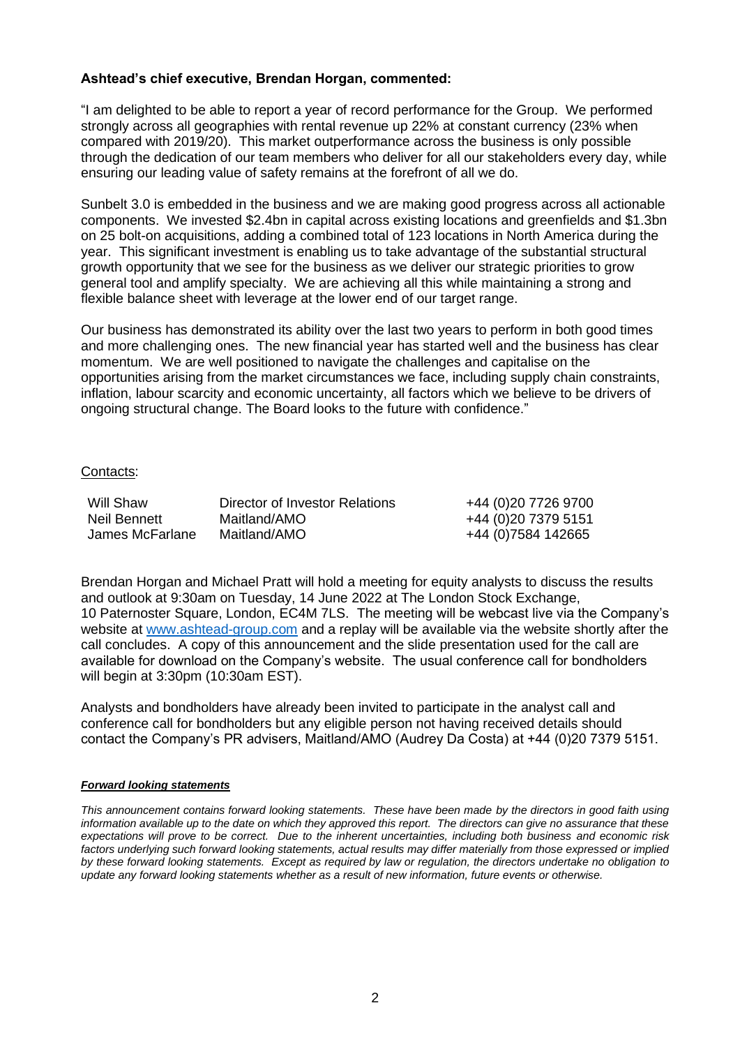**Ashtead's chief executive, Brendan Horgan, commented:**

"I am delighted to be able to report a year of record performance for the Group. We performed strongly across all geographies with rental revenue up 22% at constant currency (23% when compared with 2019/20). This market outperformance across the business is only possible through the dedication of our team members who deliver for all our stakeholders every day, while ensuring our leading value of safety remains at the forefront of all we do.

Sunbelt 3.0 is embedded in the business and we are making good progress across all actionable components. We invested $2.4bn in capital across existing locations and greenfields and $1.3bn on 25 bolt-on acquisitions, adding a combined total of 123 locations in North America during the year. This significant investment is enabling us to take advantage of the substantial structural growth opportunity that we see for the business as we deliver our strategic priorities to grow general tool and amplify specialty. We are achieving all this while maintaining a strong and flexible balance sheet with leverage at the lower end of our target range.

Our business has demonstrated its ability over the last two years to perform in both good times and more challenging ones. The new financial year has started well and the business has clear momentum. We are well positioned to navigate the challenges and capitalise on the opportunities arising from the market circumstances we face, including supply chain constraints, inflation, labour scarcity and economic uncertainty, all factors which we believe to be drivers of ongoing structural change. The Board looks to the future with confidence."

Contacts:

| | | |
|---|---|---|
| Will Shaw | Director of Investor Relations | +44 (0)20 7726 9700 |
| Neil Bennett | Maitland/AMO | +44 (0)20 7379 5151 |
| James McFarlane | Maitland/AMO | +44 (0)7584 142665 |

Brendan Horgan and Michael Pratt will hold a meeting for equity analysts to discuss the results and outlook at 9:30am on Tuesday, 14 June 2022 at The London Stock Exchange, 10 Paternoster Square, London, EC4M 7LS. The meeting will be webcast live via the Company's website at www.ashtead-group.com and a replay will be available via the website shortly after the call concludes. A copy of this announcement and the slide presentation used for the call are available for download on the Company's website. The usual conference call for bondholders will begin at 3:30pm (10:30am EST).

Analysts and bondholders have already been invited to participate in the analyst call and conference call for bondholders but any eligible person not having received details should contact the Company's PR advisers, Maitland/AMO (Audrey Da Costa) at +44 (0)20 7379 5151.

***Forward looking statements***

*This announcement contains forward looking statements. These have been made by the directors in good faith using information available up to the date on which they approved this report. The directors can give no assurance that these expectations will prove to be correct. Due to the inherent uncertainties, including both business and economic risk factors underlying such forward looking statements, actual results may differ materially from those expressed or implied by these forward looking statements. Except as required by law or regulation, the directors undertake no obligation to update any forward looking statements whether as a result of new information, future events or otherwise.*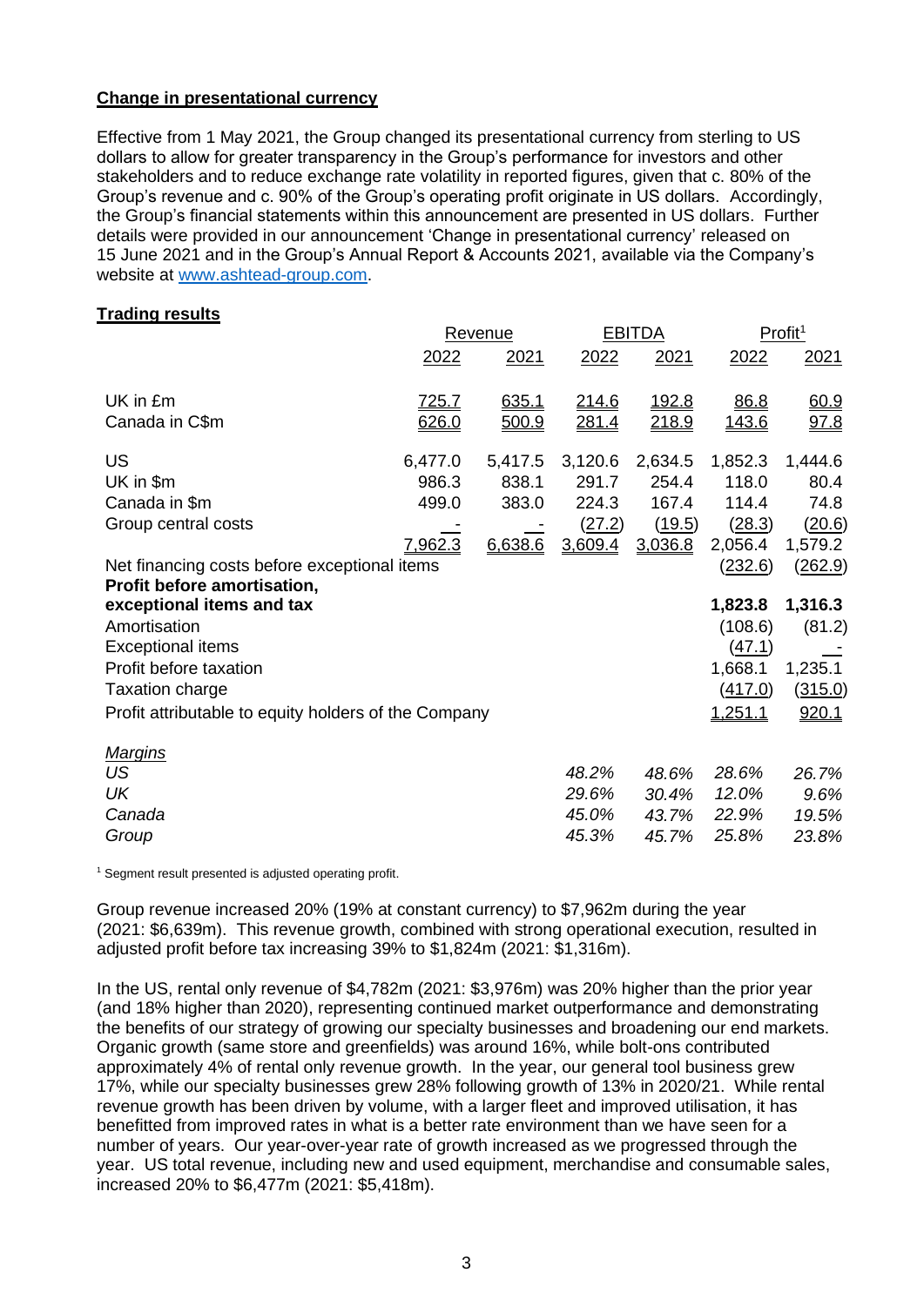**Change in presentational currency**

Effective from 1 May 2021, the Group changed its presentational currency from sterling to US dollars to allow for greater transparency in the Group's performance for investors and other stakeholders and to reduce exchange rate volatility in reported figures, given that c. 80% of the Group's revenue and c. 90% of the Group's operating profit originate in US dollars. Accordingly, the Group's financial statements within this announcement are presented in US dollars. Further details were provided in our announcement 'Change in presentational currency' released on 15 June 2021 and in the Group's Annual Report & Accounts 2021, available via the Company's website at www.ashtead-group.com.

**Trading results**

| | Revenue | | EBITDA | | Profit[1] | |
|---|---|---|---|---|---|---|
| | 2022 | 2021 | 2022 | 2021 | 2022 | 2021 |
| UK in £m | 725.7 | 635.1 | 214.6 | 192.8 | 86.8 | 60.9 |
| Canada in C$m | 626.0 | 500.9 | 281.4 | 218.9 | 143.6 | 97.8 |
| US | 6,477.0 | 5,417.5 | 3,120.6 | 2,634.5 | 1,852.3 | 1,444.6 |
| UK in $m | 986.3 | 838.1 | 291.7 | 254.4 | 118.0 | 80.4 |
| Canada in $m | 499.0 | 383.0 | 224.3 | 167.4 | 114.4 | 74.8 |
| Group central costs | - | - | (27.2) | (19.5) | (28.3) | (20.6) |
| | 7,962.3 | 6,638.6 | 3,609.4 | 3,036.8 | 2,056.4 | 1,579.2 |
| Net financing costs before exceptional items | | | | | (232.6) | (262.9) |
| **Profit before amortisation, exceptional items and tax** | | | | | **1,823.8** | **1,316.3** |
| Amortisation | | | | | (108.6) | (81.2) |
| Exceptional items | | | | | (47.1) | - |
| Profit before taxation | | | | | 1,668.1 | 1,235.1 |
| Taxation charge | | | | | (417.0) | (315.0) |
| Profit attributable to equity holders of the Company | | | | | 1,251.1 | 920.1 |
| *Margins* | | | | | | |
| *US* | | | *48.2%* | *48.6%* | *28.6%* | *26.7%* |
| *UK* | | | *29.6%* | *30.4%* | *12.0%* | *9.6%* |
| *Canada* | | | *45.0%* | *43.7%* | *22.9%* | *19.5%* |
| *Group* | | | *45.3%* | *45.7%* | *25.8%* | *23.8%* |

[1] Segment result presented is adjusted operating profit.

Group revenue increased 20% (19% at constant currency) to $7,962m during the year (2021: $6,639m). This revenue growth, combined with strong operational execution, resulted in adjusted profit before tax increasing 39% to $1,824m (2021: $1,316m).

In the US, rental only revenue of $4,782m (2021: $3,976m) was 20% higher than the prior year (and 18% higher than 2020), representing continued market outperformance and demonstrating the benefits of our strategy of growing our specialty businesses and broadening our end markets. Organic growth (same store and greenfields) was around 16%, while bolt-ons contributed approximately 4% of rental only revenue growth. In the year, our general tool business grew 17%, while our specialty businesses grew 28% following growth of 13% in 2020/21. While rental revenue growth has been driven by volume, with a larger fleet and improved utilisation, it has benefitted from improved rates in what is a better rate environment than we have seen for a number of years. Our year-over-year rate of growth increased as we progressed through the year. US total revenue, including new and used equipment, merchandise and consumable sales, increased 20% to $6,477m (2021: $5,418m).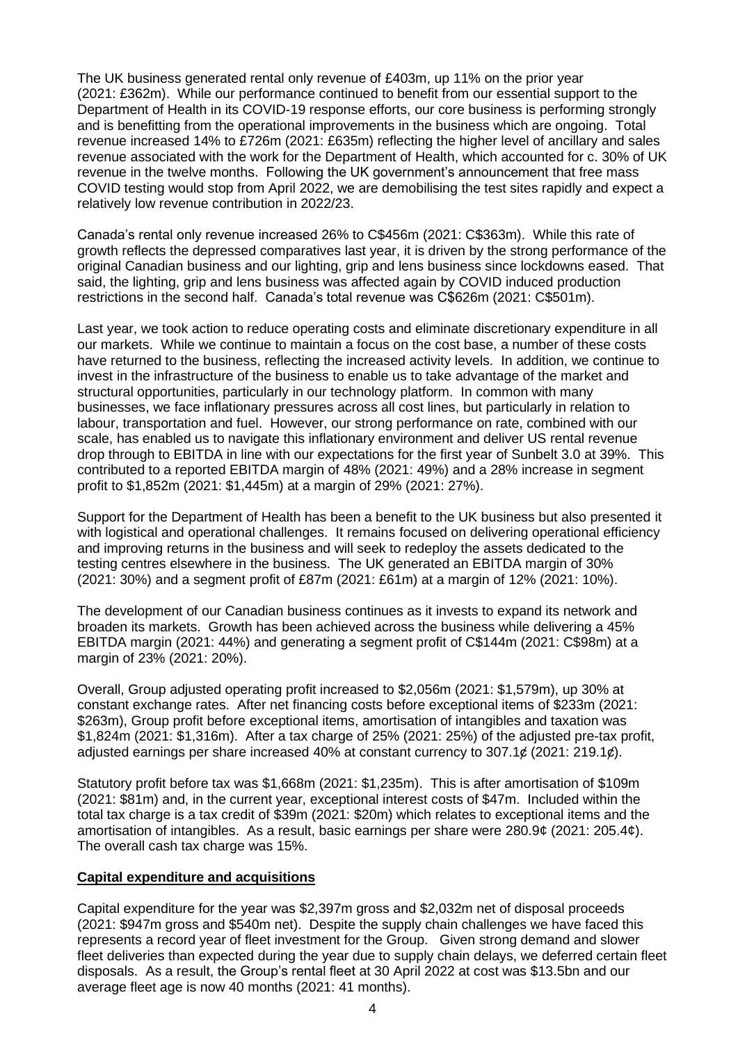The UK business generated rental only revenue of £403m, up 11% on the prior year (2021: £362m). While our performance continued to benefit from our essential support to the Department of Health in its COVID-19 response efforts, our core business is performing strongly and is benefitting from the operational improvements in the business which are ongoing. Total revenue increased 14% to £726m (2021: £635m) reflecting the higher level of ancillary and sales revenue associated with the work for the Department of Health, which accounted for c. 30% of UK revenue in the twelve months. Following the UK government's announcement that free mass COVID testing would stop from April 2022, we are demobilising the test sites rapidly and expect a relatively low revenue contribution in 2022/23.

Canada's rental only revenue increased 26% to C$456m (2021: C$363m). While this rate of growth reflects the depressed comparatives last year, it is driven by the strong performance of the original Canadian business and our lighting, grip and lens business since lockdowns eased. That said, the lighting, grip and lens business was affected again by COVID induced production restrictions in the second half. Canada's total revenue was C$626m (2021: C$501m).

Last year, we took action to reduce operating costs and eliminate discretionary expenditure in all our markets. While we continue to maintain a focus on the cost base, a number of these costs have returned to the business, reflecting the increased activity levels. In addition, we continue to invest in the infrastructure of the business to enable us to take advantage of the market and structural opportunities, particularly in our technology platform. In common with many businesses, we face inflationary pressures across all cost lines, but particularly in relation to labour, transportation and fuel. However, our strong performance on rate, combined with our scale, has enabled us to navigate this inflationary environment and deliver US rental revenue drop through to EBITDA in line with our expectations for the first year of Sunbelt 3.0 at 39%. This contributed to a reported EBITDA margin of 48% (2021: 49%) and a 28% increase in segment profit to $1,852m (2021: $1,445m) at a margin of 29% (2021: 27%).

Support for the Department of Health has been a benefit to the UK business but also presented it with logistical and operational challenges. It remains focused on delivering operational efficiency and improving returns in the business and will seek to redeploy the assets dedicated to the testing centres elsewhere in the business. The UK generated an EBITDA margin of 30% (2021: 30%) and a segment profit of £87m (2021: £61m) at a margin of 12% (2021: 10%).

The development of our Canadian business continues as it invests to expand its network and broaden its markets. Growth has been achieved across the business while delivering a 45% EBITDA margin (2021: 44%) and generating a segment profit of C$144m (2021: C$98m) at a margin of 23% (2021: 20%).

Overall, Group adjusted operating profit increased to $2,056m (2021: $1,579m), up 30% at constant exchange rates. After net financing costs before exceptional items of $233m (2021: $263m), Group profit before exceptional items, amortisation of intangibles and taxation was $1,824m (2021: $1,316m). After a tax charge of 25% (2021: 25%) of the adjusted pre-tax profit, adjusted earnings per share increased 40% at constant currency to 307.1¢ (2021: 219.1¢).

Statutory profit before tax was $1,668m (2021: $1,235m). This is after amortisation of $109m (2021: $81m) and, in the current year, exceptional interest costs of $47m. Included within the total tax charge is a tax credit of $39m (2021: $20m) which relates to exceptional items and the amortisation of intangibles. As a result, basic earnings per share were 280.9¢ (2021: 205.4¢). The overall cash tax charge was 15%.

## Capital expenditure and acquisitions

Capital expenditure for the year was $2,397m gross and $2,032m net of disposal proceeds (2021: $947m gross and $540m net). Despite the supply chain challenges we have faced this represents a record year of fleet investment for the Group. Given strong demand and slower fleet deliveries than expected during the year due to supply chain delays, we deferred certain fleet disposals. As a result, the Group's rental fleet at 30 April 2022 at cost was $13.5bn and our average fleet age is now 40 months (2021: 41 months).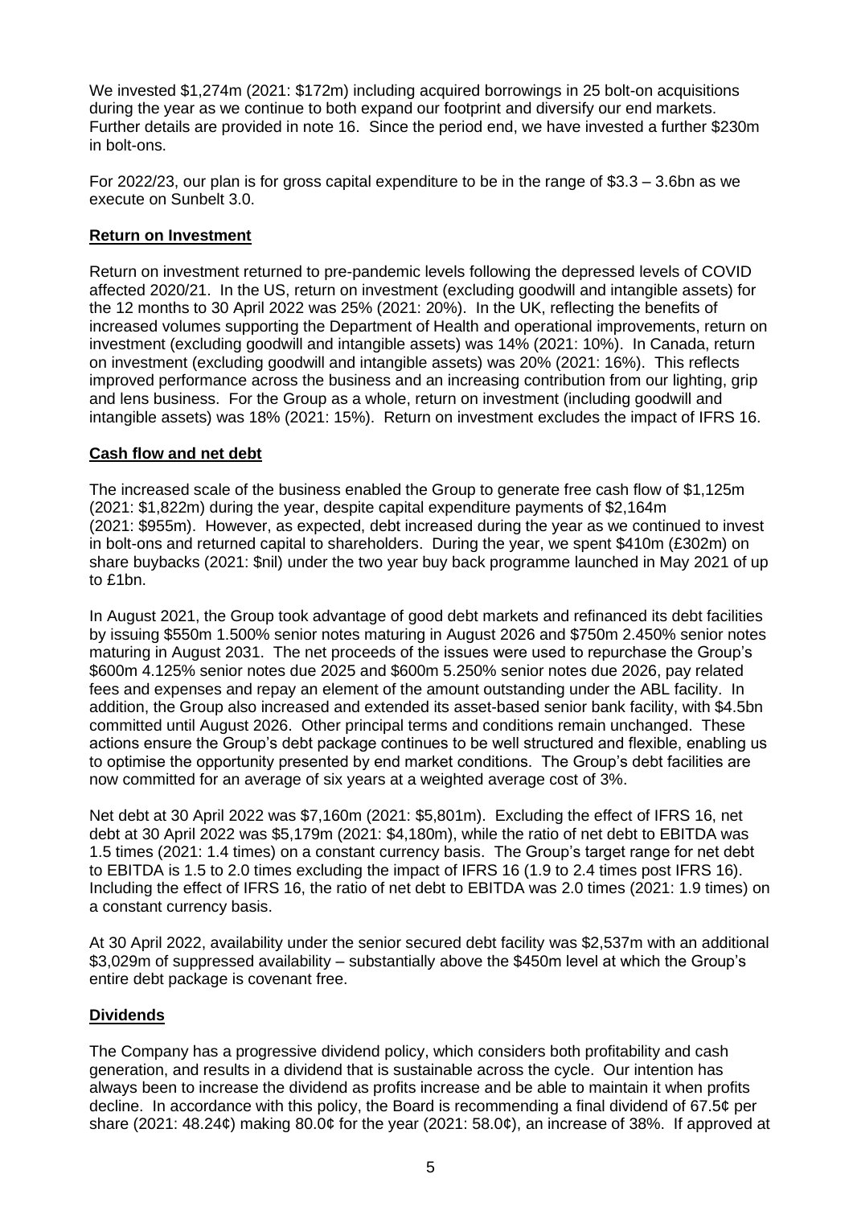We invested $1,274m (2021: $172m) including acquired borrowings in 25 bolt-on acquisitions during the year as we continue to both expand our footprint and diversify our end markets. Further details are provided in note 16. Since the period end, we have invested a further $230m in bolt-ons.

For 2022/23, our plan is for gross capital expenditure to be in the range of $3.3 – 3.6bn as we execute on Sunbelt 3.0.

## Return on Investment

Return on investment returned to pre-pandemic levels following the depressed levels of COVID affected 2020/21. In the US, return on investment (excluding goodwill and intangible assets) for the 12 months to 30 April 2022 was 25% (2021: 20%). In the UK, reflecting the benefits of increased volumes supporting the Department of Health and operational improvements, return on investment (excluding goodwill and intangible assets) was 14% (2021: 10%). In Canada, return on investment (excluding goodwill and intangible assets) was 20% (2021: 16%). This reflects improved performance across the business and an increasing contribution from our lighting, grip and lens business. For the Group as a whole, return on investment (including goodwill and intangible assets) was 18% (2021: 15%). Return on investment excludes the impact of IFRS 16.

## Cash flow and net debt

The increased scale of the business enabled the Group to generate free cash flow of $1,125m (2021: $1,822m) during the year, despite capital expenditure payments of $2,164m (2021: $955m). However, as expected, debt increased during the year as we continued to invest in bolt-ons and returned capital to shareholders. During the year, we spent $410m (£302m) on share buybacks (2021: $nil) under the two year buy back programme launched in May 2021 of up to £1bn.

In August 2021, the Group took advantage of good debt markets and refinanced its debt facilities by issuing $550m 1.500% senior notes maturing in August 2026 and $750m 2.450% senior notes maturing in August 2031. The net proceeds of the issues were used to repurchase the Group's $600m 4.125% senior notes due 2025 and $600m 5.250% senior notes due 2026, pay related fees and expenses and repay an element of the amount outstanding under the ABL facility. In addition, the Group also increased and extended its asset-based senior bank facility, with $4.5bn committed until August 2026. Other principal terms and conditions remain unchanged. These actions ensure the Group's debt package continues to be well structured and flexible, enabling us to optimise the opportunity presented by end market conditions. The Group's debt facilities are now committed for an average of six years at a weighted average cost of 3%.

Net debt at 30 April 2022 was $7,160m (2021: $5,801m). Excluding the effect of IFRS 16, net debt at 30 April 2022 was $5,179m (2021: $4,180m), while the ratio of net debt to EBITDA was 1.5 times (2021: 1.4 times) on a constant currency basis. The Group's target range for net debt to EBITDA is 1.5 to 2.0 times excluding the impact of IFRS 16 (1.9 to 2.4 times post IFRS 16). Including the effect of IFRS 16, the ratio of net debt to EBITDA was 2.0 times (2021: 1.9 times) on a constant currency basis.

At 30 April 2022, availability under the senior secured debt facility was $2,537m with an additional $3,029m of suppressed availability – substantially above the $450m level at which the Group's entire debt package is covenant free.

## Dividends

The Company has a progressive dividend policy, which considers both profitability and cash generation, and results in a dividend that is sustainable across the cycle. Our intention has always been to increase the dividend as profits increase and be able to maintain it when profits decline. In accordance with this policy, the Board is recommending a final dividend of 67.5¢ per share (2021: 48.24¢) making 80.0¢ for the year (2021: 58.0¢), an increase of 38%. If approved at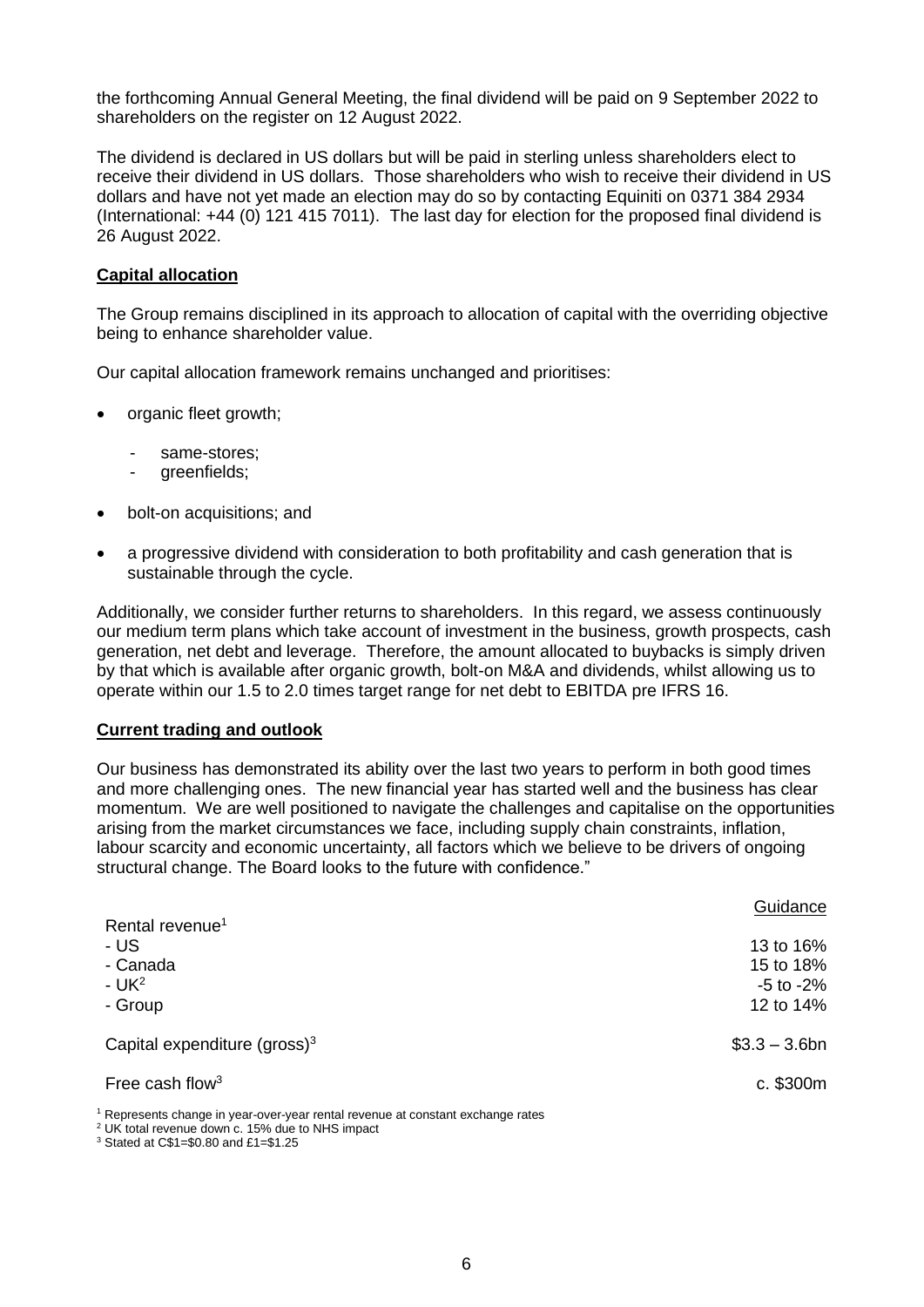the forthcoming Annual General Meeting, the final dividend will be paid on 9 September 2022 to shareholders on the register on 12 August 2022.

The dividend is declared in US dollars but will be paid in sterling unless shareholders elect to receive their dividend in US dollars. Those shareholders who wish to receive their dividend in US dollars and have not yet made an election may do so by contacting Equiniti on 0371 384 2934 (International: +44 (0) 121 415 7011). The last day for election for the proposed final dividend is 26 August 2022.

**Capital allocation**

The Group remains disciplined in its approach to allocation of capital with the overriding objective being to enhance shareholder value.

Our capital allocation framework remains unchanged and prioritises:

- organic fleet growth;
  - same-stores;
  - greenfields;
- bolt-on acquisitions; and
- a progressive dividend with consideration to both profitability and cash generation that is sustainable through the cycle.

Additionally, we consider further returns to shareholders. In this regard, we assess continuously our medium term plans which take account of investment in the business, growth prospects, cash generation, net debt and leverage. Therefore, the amount allocated to buybacks is simply driven by that which is available after organic growth, bolt-on M&A and dividends, whilst allowing us to operate within our 1.5 to 2.0 times target range for net debt to EBITDA pre IFRS 16.

**Current trading and outlook**

Our business has demonstrated its ability over the last two years to perform in both good times and more challenging ones. The new financial year has started well and the business has clear momentum. We are well positioned to navigate the challenges and capitalise on the opportunities arising from the market circumstances we face, including supply chain constraints, inflation, labour scarcity and economic uncertainty, all factors which we believe to be drivers of ongoing structural change. The Board looks to the future with confidence."

| | Guidance |
|---|---|
| Rental revenue[1] | |
| - US | 13 to 16% |
| - Canada | 15 to 18% |
| - UK[2] | -5 to -2% |
| - Group | 12 to 14% |
| Capital expenditure (gross)[3] | $3.3 – 3.6bn |
| Free cash flow[3] | c. $300m |

[1] Represents change in year-over-year rental revenue at constant exchange rates
[2] UK total revenue down c. 15% due to NHS impact
[3] Stated at C$1=$0.80 and £1=$1.25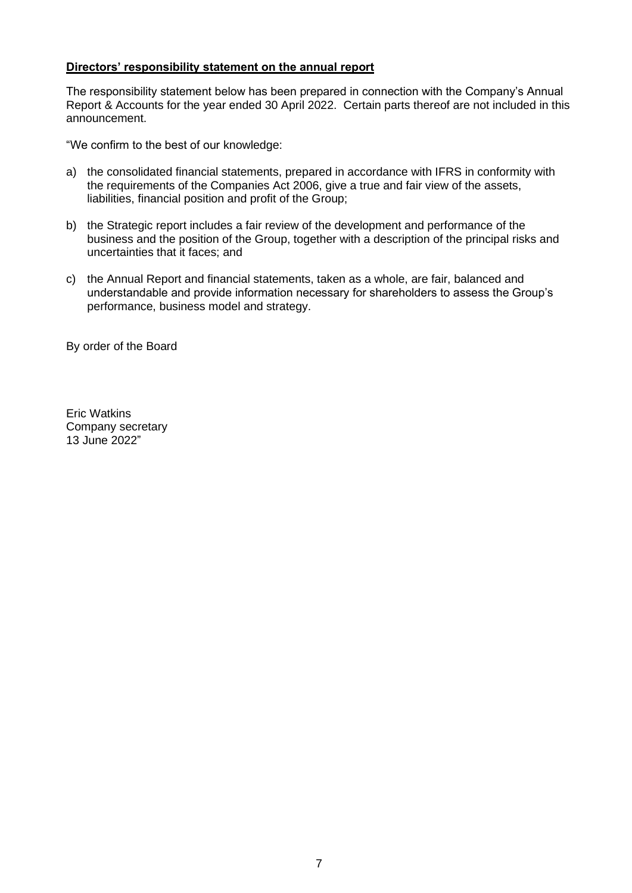**Directors' responsibility statement on the annual report**

The responsibility statement below has been prepared in connection with the Company's Annual Report & Accounts for the year ended 30 April 2022. Certain parts thereof are not included in this announcement.

"We confirm to the best of our knowledge:

a) the consolidated financial statements, prepared in accordance with IFRS in conformity with the requirements of the Companies Act 2006, give a true and fair view of the assets, liabilities, financial position and profit of the Group;

b) the Strategic report includes a fair review of the development and performance of the business and the position of the Group, together with a description of the principal risks and uncertainties that it faces; and

c) the Annual Report and financial statements, taken as a whole, are fair, balanced and understandable and provide information necessary for shareholders to assess the Group's performance, business model and strategy.

By order of the Board

Eric Watkins
Company secretary
13 June 2022"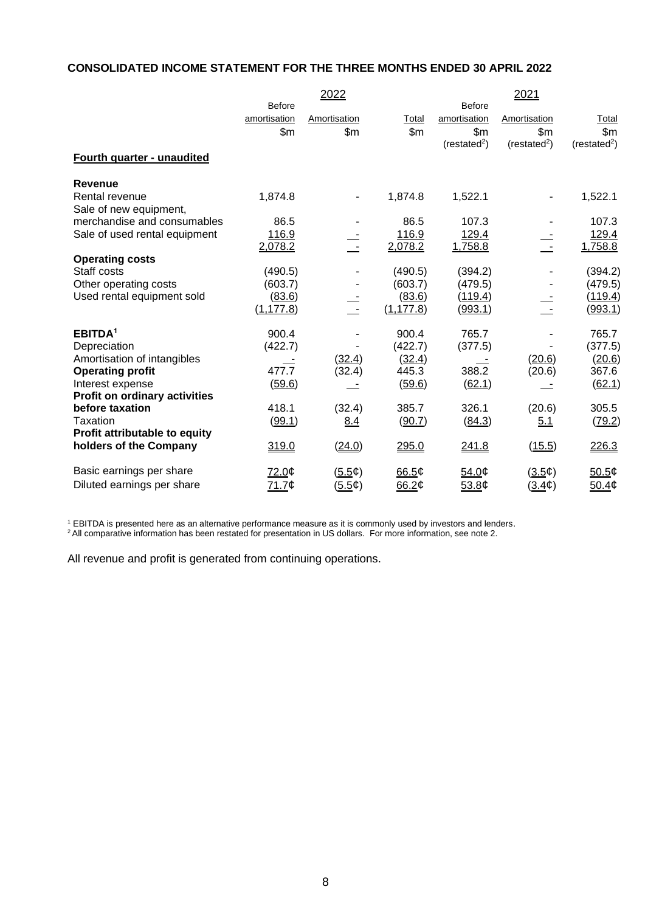**CONSOLIDATED INCOME STATEMENT FOR THE THREE MONTHS ENDED 30 APRIL 2022**

| | 2022 | | | 2021 | | |
|---|---|---|---|---|---|---|
| | Before amortisation | Amortisation | Total | Before amortisation | Amortisation | Total |
| | $m | $m | $m | $m (restated[2]) | $m (restated[2]) | $m (restated[2]) |
| **Fourth quarter - unaudited** | | | | | | |
| **Revenue** | | | | | | |
| Rental revenue | 1,874.8 | - | 1,874.8 | 1,522.1 | - | 1,522.1 |
| Sale of new equipment, merchandise and consumables | 86.5 | - | 86.5 | 107.3 | - | 107.3 |
| Sale of used rental equipment | 116.9 | - | 116.9 | 129.4 | - | 129.4 |
| | 2,078.2 | - | 2,078.2 | 1,758.8 | - | 1,758.8 |
| **Operating costs** | | | | | | |
| Staff costs | (490.5) | - | (490.5) | (394.2) | - | (394.2) |
| Other operating costs | (603.7) | - | (603.7) | (479.5) | - | (479.5) |
| Used rental equipment sold | (83.6) | - | (83.6) | (119.4) | - | (119.4) |
| | (1,177.8) | - | (1,177.8) | (993.1) | - | (993.1) |
| **EBITDA[1]** | 900.4 | - | 900.4 | 765.7 | - | 765.7 |
| Depreciation | (422.7) | - | (422.7) | (377.5) | - | (377.5) |
| Amortisation of intangibles | - | (32.4) | (32.4) | - | (20.6) | (20.6) |
| **Operating profit** | 477.7 | (32.4) | 445.3 | 388.2 | (20.6) | 367.6 |
| Interest expense | (59.6) | - | (59.6) | (62.1) | - | (62.1) |
| **Profit on ordinary activities before taxation** | 418.1 | (32.4) | 385.7 | 326.1 | (20.6) | 305.5 |
| Taxation | (99.1) | 8.4 | (90.7) | (84.3) | 5.1 | (79.2) |
| **Profit attributable to equity holders of the Company** | 319.0 | (24.0) | 295.0 | 241.8 | (15.5) | 226.3 |
| Basic earnings per share | 72.0¢ | (5.5¢) | 66.5¢ | 54.0¢ | (3.5¢) | 50.5¢ |
| Diluted earnings per share | 71.7¢ | (5.5¢) | 66.2¢ | 53.8¢ | (3.4¢) | 50.4¢ |

[1] EBITDA is presented here as an alternative performance measure as it is commonly used by investors and lenders.
[2] All comparative information has been restated for presentation in US dollars. For more information, see note 2.

All revenue and profit is generated from continuing operations.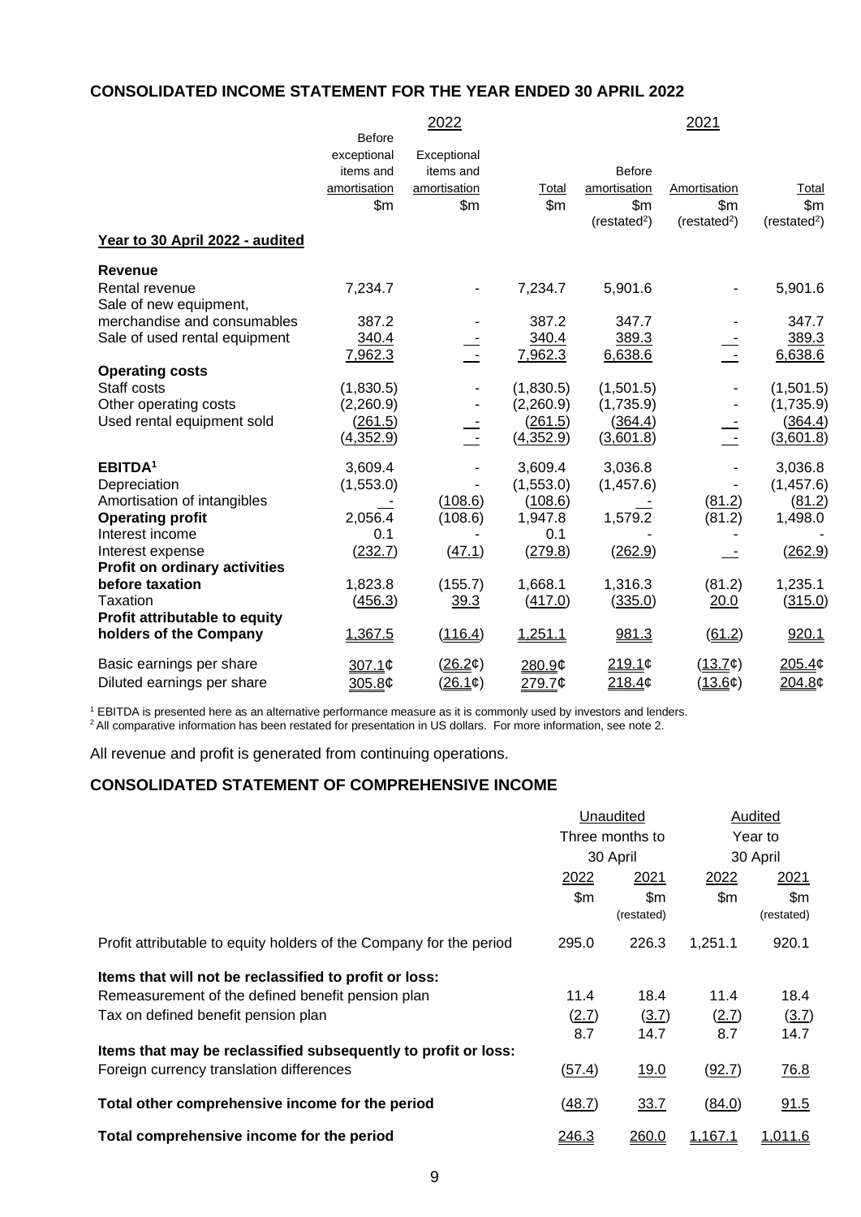## CONSOLIDATED INCOME STATEMENT FOR THE YEAR ENDED 30 APRIL 2022

| | 2022 | | | 2021 | | |
|---|---|---|---|---|---|---|
| | Before exceptional items and amortisation | Exceptional items and amortisation | Total | Before amortisation | Amortisation | Total |
| | $m | $m | $m | $m (restated[2]) | $m (restated[2]) | $m (restated[2]) |
| **Year to 30 April 2022 - audited** | | | | | | |
| **Revenue** | | | | | | |
| Rental revenue | 7,234.7 | - | 7,234.7 | 5,901.6 | - | 5,901.6 |
| Sale of new equipment, merchandise and consumables | 387.2 | - | 387.2 | 347.7 | - | 347.7 |
| Sale of used rental equipment | 340.4 | - | 340.4 | 389.3 | - | 389.3 |
| | 7,962.3 | - | 7,962.3 | 6,638.6 | - | 6,638.6 |
| **Operating costs** | | | | | | |
| Staff costs | (1,830.5) | - | (1,830.5) | (1,501.5) | - | (1,501.5) |
| Other operating costs | (2,260.9) | - | (2,260.9) | (1,735.9) | - | (1,735.9) |
| Used rental equipment sold | (261.5) | - | (261.5) | (364.4) | - | (364.4) |
| | (4,352.9) | - | (4,352.9) | (3,601.8) | - | (3,601.8) |
| **EBITDA[1]** | 3,609.4 | - | 3,609.4 | 3,036.8 | - | 3,036.8 |
| Depreciation | (1,553.0) | - | (1,553.0) | (1,457.6) | - | (1,457.6) |
| Amortisation of intangibles | - | (108.6) | (108.6) | - | (81.2) | (81.2) |
| **Operating profit** | 2,056.4 | (108.6) | 1,947.8 | 1,579.2 | (81.2) | 1,498.0 |
| Interest income | 0.1 | - | 0.1 | - | - | - |
| Interest expense | (232.7) | (47.1) | (279.8) | (262.9) | - | (262.9) |
| **Profit on ordinary activities before taxation** | 1,823.8 | (155.7) | 1,668.1 | 1,316.3 | (81.2) | 1,235.1 |
| Taxation | (456.3) | 39.3 | (417.0) | (335.0) | 20.0 | (315.0) |
| **Profit attributable to equity holders of the Company** | 1,367.5 | (116.4) | 1,251.1 | 981.3 | (61.2) | 920.1 |
| Basic earnings per share | 307.1¢ | (26.2¢) | 280.9¢ | 219.1¢ | (13.7¢) | 205.4¢ |
| Diluted earnings per share | 305.8¢ | (26.1¢) | 279.7¢ | 218.4¢ | (13.6¢) | 204.8¢ |

[1] EBITDA is presented here as an alternative performance measure as it is commonly used by investors and lenders.
[2] All comparative information has been restated for presentation in US dollars. For more information, see note 2.

All revenue and profit is generated from continuing operations.

## CONSOLIDATED STATEMENT OF COMPREHENSIVE INCOME

| | Unaudited Three months to 30 April | | Audited Year to 30 April | |
|---|---|---|---|---|
| | 2022 | 2021 | 2022 | 2021 |
| | $m | $m (restated) | $m | $m (restated) |
| Profit attributable to equity holders of the Company for the period | 295.0 | 226.3 | 1,251.1 | 920.1 |
| **Items that will not be reclassified to profit or loss:** | | | | |
| Remeasurement of the defined benefit pension plan | 11.4 | 18.4 | 11.4 | 18.4 |
| Tax on defined benefit pension plan | (2.7) | (3.7) | (2.7) | (3.7) |
| | 8.7 | 14.7 | 8.7 | 14.7 |
| **Items that may be reclassified subsequently to profit or loss:** | | | | |
| Foreign currency translation differences | (57.4) | 19.0 | (92.7) | 76.8 |
| **Total other comprehensive income for the period** | (48.7) | 33.7 | (84.0) | 91.5 |
| **Total comprehensive income for the period** | 246.3 | 260.0 | 1,167.1 | 1,011.6 |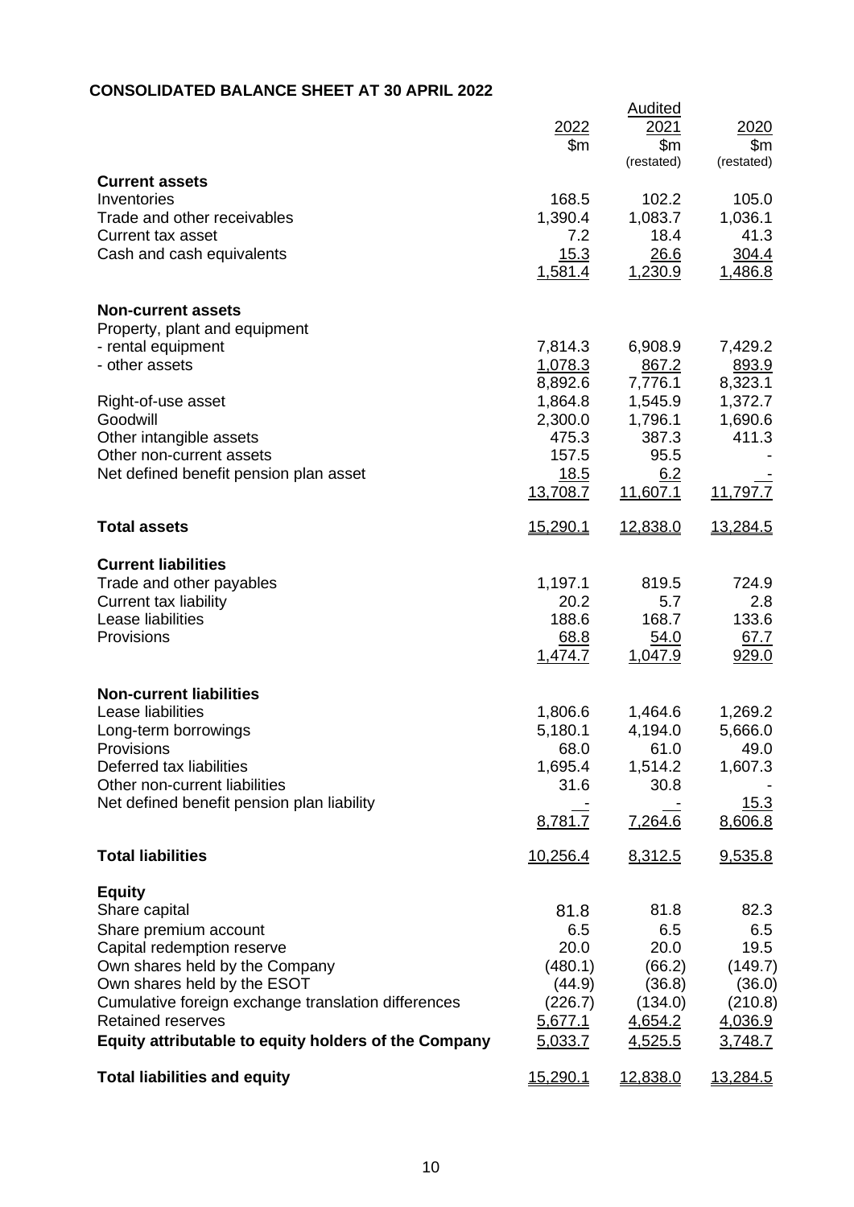**CONSOLIDATED BALANCE SHEET AT 30 APRIL 2022**

| | 2022 | Audited 2021 | 2020 |
|---|---|---|---|
| | $m | $m (restated) | $m (restated) |
| **Current assets** | | | |
| Inventories | 168.5 | 102.2 | 105.0 |
| Trade and other receivables | 1,390.4 | 1,083.7 | 1,036.1 |
| Current tax asset | 7.2 | 18.4 | 41.3 |
| Cash and cash equivalents | 15.3 | 26.6 | 304.4 |
| | 1,581.4 | 1,230.9 | 1,486.8 |
| **Non-current assets** | | | |
| Property, plant and equipment | | | |
| - rental equipment | 7,814.3 | 6,908.9 | 7,429.2 |
| - other assets | 1,078.3 | 867.2 | 893.9 |
| | 8,892.6 | 7,776.1 | 8,323.1 |
| Right-of-use asset | 1,864.8 | 1,545.9 | 1,372.7 |
| Goodwill | 2,300.0 | 1,796.1 | 1,690.6 |
| Other intangible assets | 475.3 | 387.3 | 411.3 |
| Other non-current assets | 157.5 | 95.5 | - |
| Net defined benefit pension plan asset | 18.5 | 6.2 | - |
| | 13,708.7 | 11,607.1 | 11,797.7 |
| **Total assets** | 15,290.1 | 12,838.0 | 13,284.5 |
| **Current liabilities** | | | |
| Trade and other payables | 1,197.1 | 819.5 | 724.9 |
| Current tax liability | 20.2 | 5.7 | 2.8 |
| Lease liabilities | 188.6 | 168.7 | 133.6 |
| Provisions | 68.8 | 54.0 | 67.7 |
| | 1,474.7 | 1,047.9 | 929.0 |
| **Non-current liabilities** | | | |
| Lease liabilities | 1,806.6 | 1,464.6 | 1,269.2 |
| Long-term borrowings | 5,180.1 | 4,194.0 | 5,666.0 |
| Provisions | 68.0 | 61.0 | 49.0 |
| Deferred tax liabilities | 1,695.4 | 1,514.2 | 1,607.3 |
| Other non-current liabilities | 31.6 | 30.8 | - |
| Net defined benefit pension plan liability | - | - | 15.3 |
| | 8,781.7 | 7,264.6 | 8,606.8 |
| **Total liabilities** | 10,256.4 | 8,312.5 | 9,535.8 |
| **Equity** | | | |
| Share capital | 81.8 | 81.8 | 82.3 |
| Share premium account | 6.5 | 6.5 | 6.5 |
| Capital redemption reserve | 20.0 | 20.0 | 19.5 |
| Own shares held by the Company | (480.1) | (66.2) | (149.7) |
| Own shares held by the ESOT | (44.9) | (36.8) | (36.0) |
| Cumulative foreign exchange translation differences | (226.7) | (134.0) | (210.8) |
| Retained reserves | 5,677.1 | 4,654.2 | 4,036.9 |
| **Equity attributable to equity holders of the Company** | 5,033.7 | 4,525.5 | 3,748.7 |
| **Total liabilities and equity** | 15,290.1 | 12,838.0 | 13,284.5 |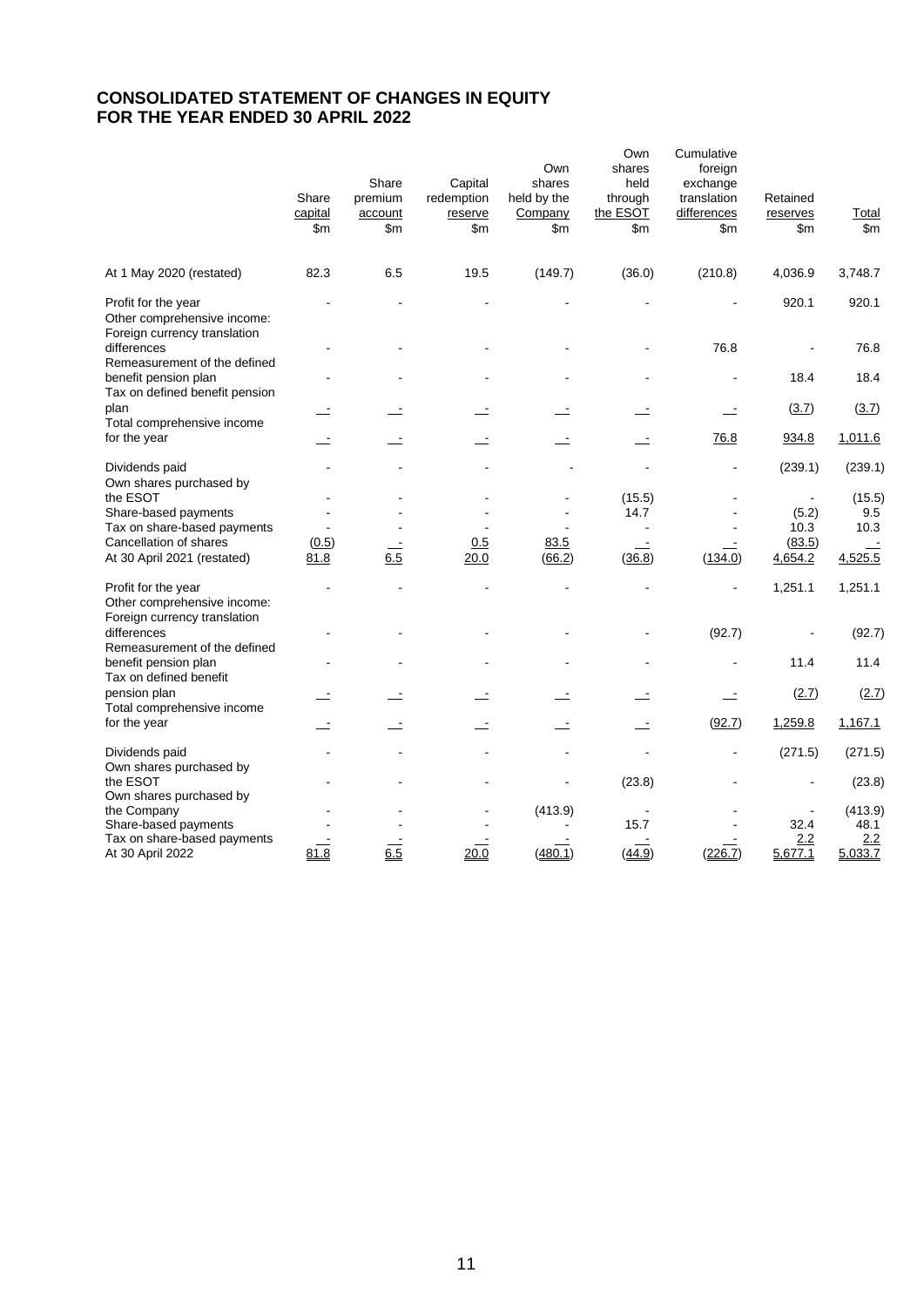# CONSOLIDATED STATEMENT OF CHANGES IN EQUITY
# FOR THE YEAR ENDED 30 APRIL 2022

| | Share capital $m | Share premium account $m | Capital redemption reserve $m | Own shares held by the Company $m | Own shares held through the ESOT $m | Cumulative foreign exchange translation differences $m | Retained reserves $m | Total $m |
|---|---|---|---|---|---|---|---|---|
| At 1 May 2020 (restated) | 82.3 | 6.5 | 19.5 | (149.7) | (36.0) | (210.8) | 4,036.9 | 3,748.7 |
| Profit for the year | - | - | - | - | - | - | 920.1 | 920.1 |
| Other comprehensive income: | | | | | | | | |
| Foreign currency translation differences | - | - | - | - | - | 76.8 | - | 76.8 |
| Remeasurement of the defined benefit pension plan | - | - | - | - | - | - | 18.4 | 18.4 |
| Tax on defined benefit pension plan | - | - | - | - | - | - | (3.7) | (3.7) |
| Total comprehensive income for the year | - | - | - | - | - | 76.8 | 934.8 | 1,011.6 |
| Dividends paid | - | - | - | - | - | - | (239.1) | (239.1) |
| Own shares purchased by the ESOT | - | - | - | - | (15.5) | - | - | (15.5) |
| Share-based payments | - | - | - | - | 14.7 | - | (5.2) | 9.5 |
| Tax on share-based payments | - | - | - | - | - | - | 10.3 | 10.3 |
| Cancellation of shares | (0.5) | - | 0.5 | 83.5 | - | - | (83.5) | - |
| At 30 April 2021 (restated) | 81.8 | 6.5 | 20.0 | (66.2) | (36.8) | (134.0) | 4,654.2 | 4,525.5 |
| Profit for the year | - | - | - | - | - | - | 1,251.1 | 1,251.1 |
| Other comprehensive income: | | | | | | | | |
| Foreign currency translation differences | - | - | - | - | - | (92.7) | - | (92.7) |
| Remeasurement of the defined benefit pension plan | - | - | - | - | - | - | 11.4 | 11.4 |
| Tax on defined benefit pension plan | - | - | - | - | - | - | (2.7) | (2.7) |
| Total comprehensive income for the year | - | - | - | - | - | (92.7) | 1,259.8 | 1,167.1 |
| Dividends paid | - | - | - | - | - | - | (271.5) | (271.5) |
| Own shares purchased by the ESOT | - | - | - | - | (23.8) | - | - | (23.8) |
| Own shares purchased by the Company | - | - | - | (413.9) | - | - | - | (413.9) |
| Share-based payments | - | - | - | - | 15.7 | - | 32.4 | 48.1 |
| Tax on share-based payments | - | - | - | - | - | - | 2.2 | 2.2 |
| At 30 April 2022 | 81.8 | 6.5 | 20.0 | (480.1) | (44.9) | (226.7) | 5,677.1 | 5,033.7 |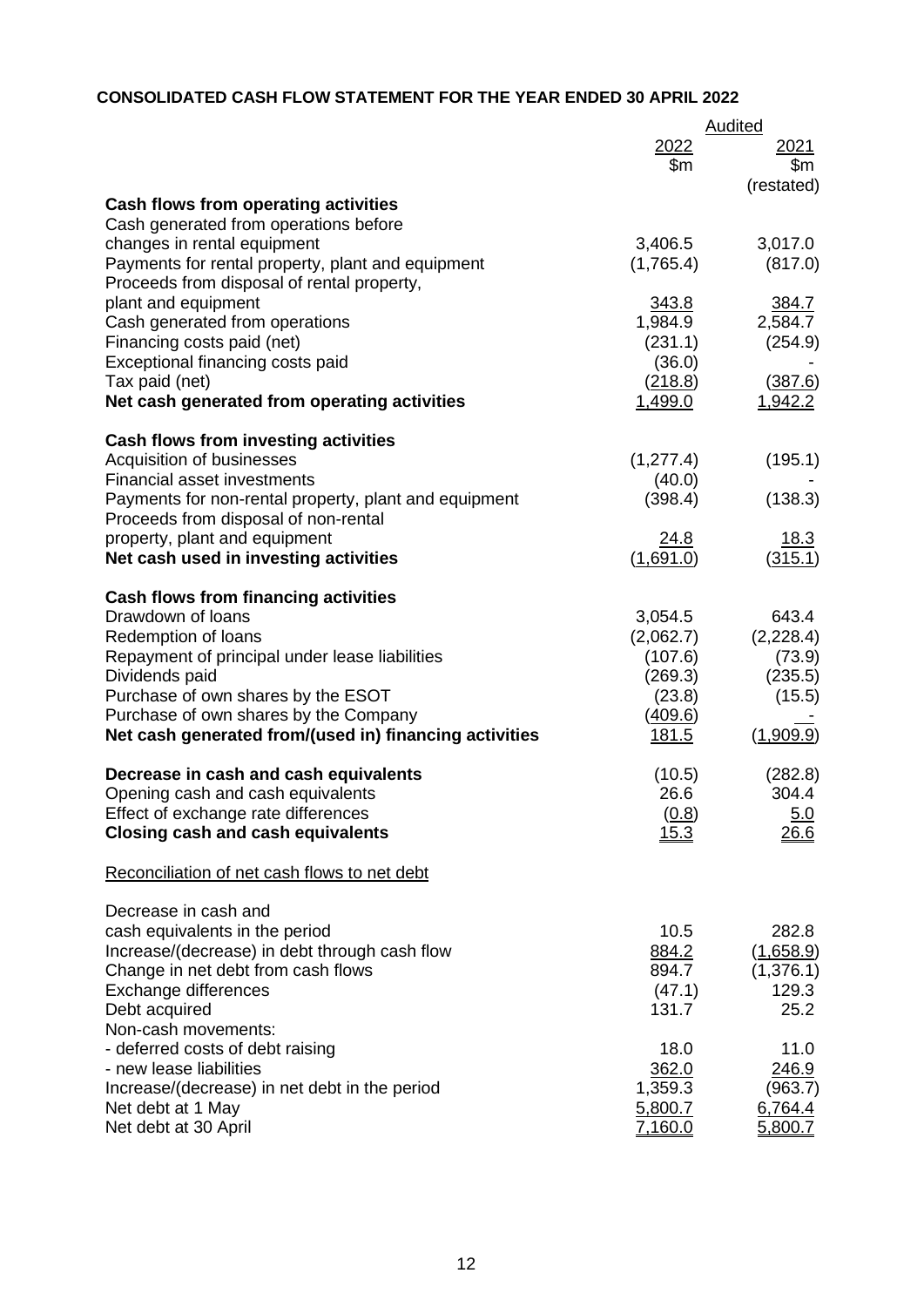**CONSOLIDATED CASH FLOW STATEMENT FOR THE YEAR ENDED 30 APRIL 2022**

| | Audited | |
|---|---|---|
| | 2022 | 2021 |
| | $m | $m |
| | | (restated) |
| **Cash flows from operating activities** | | |
| Cash generated from operations before changes in rental equipment | 3,406.5 | 3,017.0 |
| Payments for rental property, plant and equipment | (1,765.4) | (817.0) |
| Proceeds from disposal of rental property, plant and equipment | 343.8 | 384.7 |
| Cash generated from operations | 1,984.9 | 2,584.7 |
| Financing costs paid (net) | (231.1) | (254.9) |
| Exceptional financing costs paid | (36.0) | - |
| Tax paid (net) | (218.8) | (387.6) |
| **Net cash generated from operating activities** | 1,499.0 | 1,942.2 |
| **Cash flows from investing activities** | | |
| Acquisition of businesses | (1,277.4) | (195.1) |
| Financial asset investments | (40.0) | - |
| Payments for non-rental property, plant and equipment | (398.4) | (138.3) |
| Proceeds from disposal of non-rental property, plant and equipment | 24.8 | 18.3 |
| **Net cash used in investing activities** | (1,691.0) | (315.1) |
| **Cash flows from financing activities** | | |
| Drawdown of loans | 3,054.5 | 643.4 |
| Redemption of loans | (2,062.7) | (2,228.4) |
| Repayment of principal under lease liabilities | (107.6) | (73.9) |
| Dividends paid | (269.3) | (235.5) |
| Purchase of own shares by the ESOT | (23.8) | (15.5) |
| Purchase of own shares by the Company | (409.6) | - |
| **Net cash generated from/(used in) financing activities** | 181.5 | (1,909.9) |
| **Decrease in cash and cash equivalents** | (10.5) | (282.8) |
| Opening cash and cash equivalents | 26.6 | 304.4 |
| Effect of exchange rate differences | (0.8) | 5.0 |
| **Closing cash and cash equivalents** | 15.3 | 26.6 |

Reconciliation of net cash flows to net debt

| | 2022 | 2021 |
|---|---|---|
| Decrease in cash and cash equivalents in the period | 10.5 | 282.8 |
| Increase/(decrease) in debt through cash flow | 884.2 | (1,658.9) |
| Change in net debt from cash flows | 894.7 | (1,376.1) |
| Exchange differences | (47.1) | 129.3 |
| Debt acquired | 131.7 | 25.2 |
| Non-cash movements: | | |
| - deferred costs of debt raising | 18.0 | 11.0 |
| - new lease liabilities | 362.0 | 246.9 |
| Increase/(decrease) in net debt in the period | 1,359.3 | (963.7) |
| Net debt at 1 May | 5,800.7 | 6,764.4 |
| Net debt at 30 April | 7,160.0 | 5,800.7 |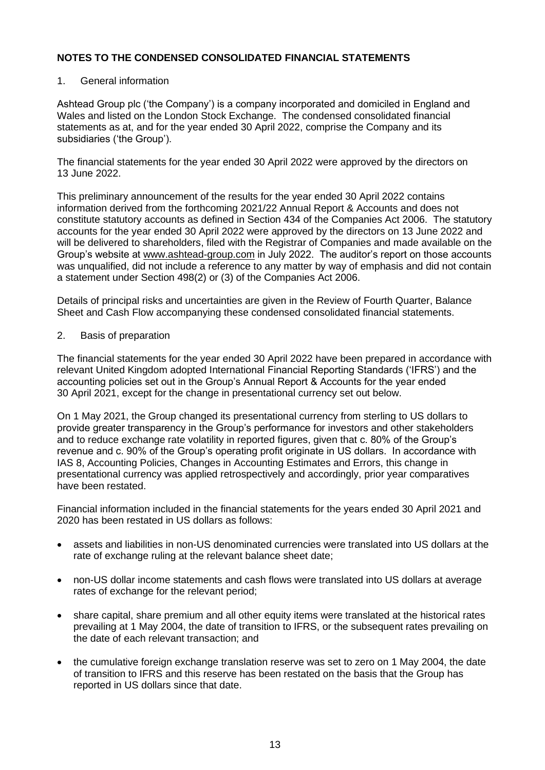**NOTES TO THE CONDENSED CONSOLIDATED FINANCIAL STATEMENTS**

1. General information

Ashtead Group plc ('the Company') is a company incorporated and domiciled in England and Wales and listed on the London Stock Exchange. The condensed consolidated financial statements as at, and for the year ended 30 April 2022, comprise the Company and its subsidiaries ('the Group').

The financial statements for the year ended 30 April 2022 were approved by the directors on 13 June 2022.

This preliminary announcement of the results for the year ended 30 April 2022 contains information derived from the forthcoming 2021/22 Annual Report & Accounts and does not constitute statutory accounts as defined in Section 434 of the Companies Act 2006. The statutory accounts for the year ended 30 April 2022 were approved by the directors on 13 June 2022 and will be delivered to shareholders, filed with the Registrar of Companies and made available on the Group's website at www.ashtead-group.com in July 2022. The auditor's report on those accounts was unqualified, did not include a reference to any matter by way of emphasis and did not contain a statement under Section 498(2) or (3) of the Companies Act 2006.

Details of principal risks and uncertainties are given in the Review of Fourth Quarter, Balance Sheet and Cash Flow accompanying these condensed consolidated financial statements.

2. Basis of preparation

The financial statements for the year ended 30 April 2022 have been prepared in accordance with relevant United Kingdom adopted International Financial Reporting Standards ('IFRS') and the accounting policies set out in the Group's Annual Report & Accounts for the year ended 30 April 2021, except for the change in presentational currency set out below.

On 1 May 2021, the Group changed its presentational currency from sterling to US dollars to provide greater transparency in the Group's performance for investors and other stakeholders and to reduce exchange rate volatility in reported figures, given that c. 80% of the Group's revenue and c. 90% of the Group's operating profit originate in US dollars. In accordance with IAS 8, Accounting Policies, Changes in Accounting Estimates and Errors, this change in presentational currency was applied retrospectively and accordingly, prior year comparatives have been restated.

Financial information included in the financial statements for the years ended 30 April 2021 and 2020 has been restated in US dollars as follows:

- assets and liabilities in non-US denominated currencies were translated into US dollars at the rate of exchange ruling at the relevant balance sheet date;
- non-US dollar income statements and cash flows were translated into US dollars at average rates of exchange for the relevant period;
- share capital, share premium and all other equity items were translated at the historical rates prevailing at 1 May 2004, the date of transition to IFRS, or the subsequent rates prevailing on the date of each relevant transaction; and
- the cumulative foreign exchange translation reserve was set to zero on 1 May 2004, the date of transition to IFRS and this reserve has been restated on the basis that the Group has reported in US dollars since that date.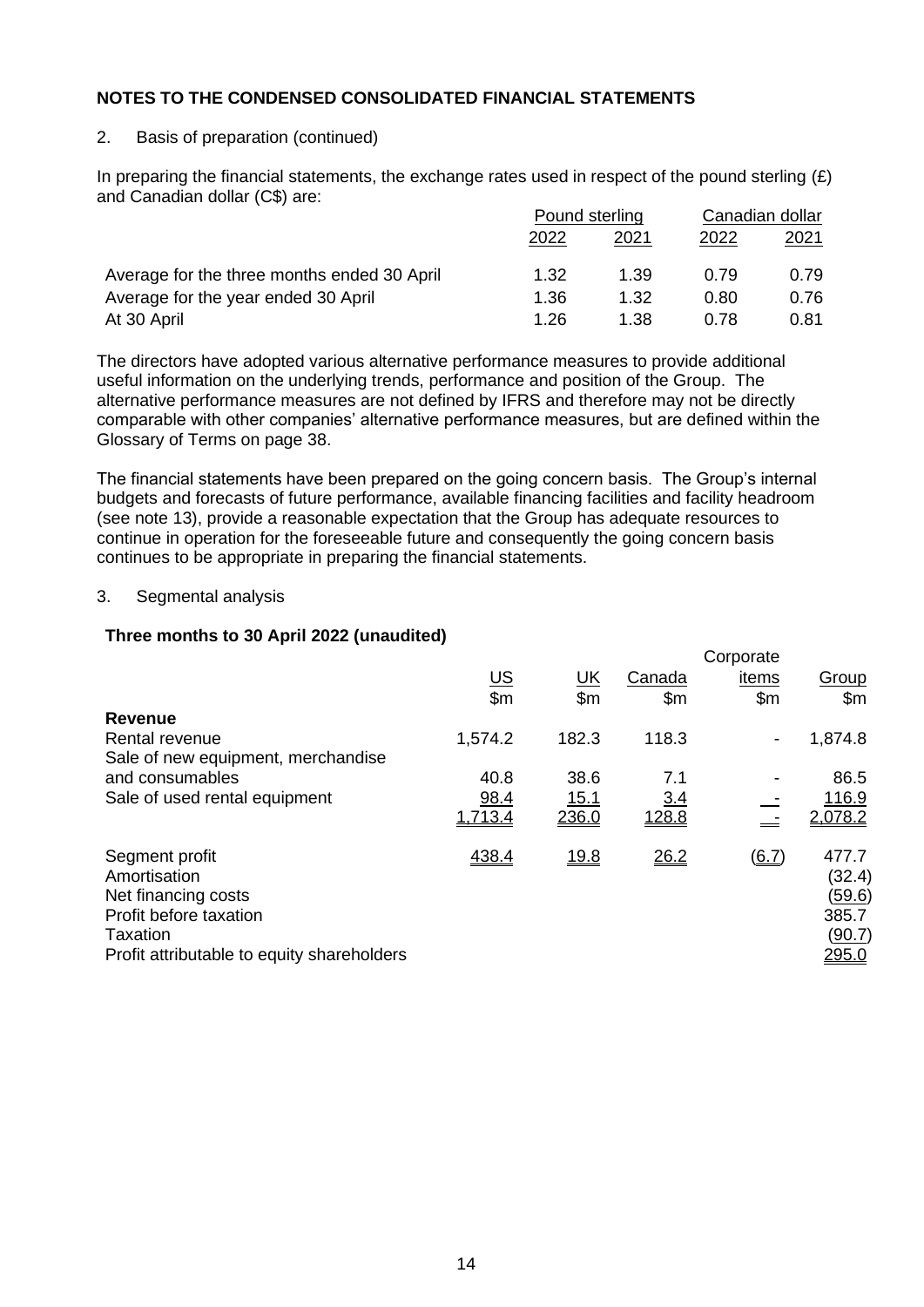## NOTES TO THE CONDENSED CONSOLIDATED FINANCIAL STATEMENTS

2. Basis of preparation (continued)

In preparing the financial statements, the exchange rates used in respect of the pound sterling (£) and Canadian dollar (C$) are:

| | Pound sterling | | Canadian dollar | |
|---|---|---|---|---|
| | 2022 | 2021 | 2022 | 2021 |
| Average for the three months ended 30 April | 1.32 | 1.39 | 0.79 | 0.79 |
| Average for the year ended 30 April | 1.36 | 1.32 | 0.80 | 0.76 |
| At 30 April | 1.26 | 1.38 | 0.78 | 0.81 |

The directors have adopted various alternative performance measures to provide additional useful information on the underlying trends, performance and position of the Group. The alternative performance measures are not defined by IFRS and therefore may not be directly comparable with other companies' alternative performance measures, but are defined within the Glossary of Terms on page 38.

The financial statements have been prepared on the going concern basis. The Group's internal budgets and forecasts of future performance, available financing facilities and facility headroom (see note 13), provide a reasonable expectation that the Group has adequate resources to continue in operation for the foreseeable future and consequently the going concern basis continues to be appropriate in preparing the financial statements.

3. Segmental analysis

**Three months to 30 April 2022 (unaudited)**

| | US | UK | Canada | Corporate items | Group |
|---|---|---|---|---|---|
| | $m | $m | $m | $m | $m |
| **Revenue** | | | | | |
| Rental revenue | 1,574.2 | 182.3 | 118.3 | - | 1,874.8 |
| Sale of new equipment, merchandise and consumables | 40.8 | 38.6 | 7.1 | - | 86.5 |
| Sale of used rental equipment | 98.4 | 15.1 | 3.4 | - | 116.9 |
| | 1,713.4 | 236.0 | 128.8 | - | 2,078.2 |
| Segment profit | 438.4 | 19.8 | 26.2 | (6.7) | 477.7 |
| Amortisation | | | | | (32.4) |
| Net financing costs | | | | | (59.6) |
| Profit before taxation | | | | | 385.7 |
| Taxation | | | | | (90.7) |
| Profit attributable to equity shareholders | | | | | 295.0 |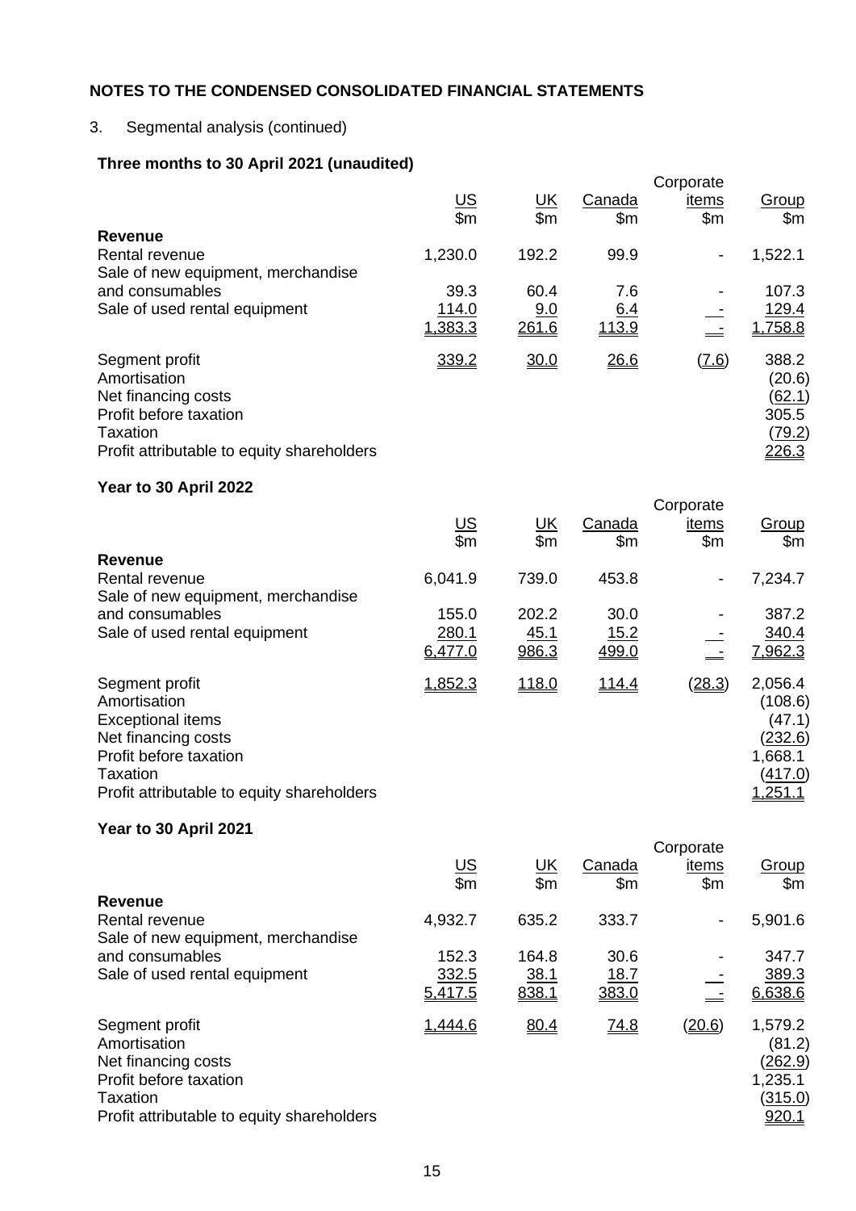**NOTES TO THE CONDENSED CONSOLIDATED FINANCIAL STATEMENTS**

3. Segmental analysis (continued)

**Three months to 30 April 2021 (unaudited)**

| | US | UK | Canada | Corporate items | Group |
|---|---|---|---|---|---|
| | $m | $m | $m | $m | $m |
| **Revenue** | | | | | |
| Rental revenue | 1,230.0 | 192.2 | 99.9 | - | 1,522.1 |
| Sale of new equipment, merchandise and consumables | 39.3 | 60.4 | 7.6 | - | 107.3 |
| Sale of used rental equipment | 114.0 | 9.0 | 6.4 | - | 129.4 |
| | 1,383.3 | 261.6 | 113.9 | - | 1,758.8 |
| Segment profit | 339.2 | 30.0 | 26.6 | (7.6) | 388.2 |
| Amortisation | | | | | (20.6) |
| Net financing costs | | | | | (62.1) |
| Profit before taxation | | | | | 305.5 |
| Taxation | | | | | (79.2) |
| Profit attributable to equity shareholders | | | | | 226.3 |

**Year to 30 April 2022**

| | US | UK | Canada | Corporate items | Group |
|---|---|---|---|---|---|
| | $m | $m | $m | $m | $m |
| **Revenue** | | | | | |
| Rental revenue | 6,041.9 | 739.0 | 453.8 | - | 7,234.7 |
| Sale of new equipment, merchandise and consumables | 155.0 | 202.2 | 30.0 | - | 387.2 |
| Sale of used rental equipment | 280.1 | 45.1 | 15.2 | - | 340.4 |
| | 6,477.0 | 986.3 | 499.0 | - | 7,962.3 |
| Segment profit | 1,852.3 | 118.0 | 114.4 | (28.3) | 2,056.4 |
| Amortisation | | | | | (108.6) |
| Exceptional items | | | | | (47.1) |
| Net financing costs | | | | | (232.6) |
| Profit before taxation | | | | | 1,668.1 |
| Taxation | | | | | (417.0) |
| Profit attributable to equity shareholders | | | | | 1,251.1 |

**Year to 30 April 2021**

| | US | UK | Canada | Corporate items | Group |
|---|---|---|---|---|---|
| | $m | $m | $m | $m | $m |
| **Revenue** | | | | | |
| Rental revenue | 4,932.7 | 635.2 | 333.7 | - | 5,901.6 |
| Sale of new equipment, merchandise and consumables | 152.3 | 164.8 | 30.6 | - | 347.7 |
| Sale of used rental equipment | 332.5 | 38.1 | 18.7 | - | 389.3 |
| | 5,417.5 | 838.1 | 383.0 | - | 6,638.6 |
| Segment profit | 1,444.6 | 80.4 | 74.8 | (20.6) | 1,579.2 |
| Amortisation | | | | | (81.2) |
| Net financing costs | | | | | (262.9) |
| Profit before taxation | | | | | 1,235.1 |
| Taxation | | | | | (315.0) |
| Profit attributable to equity shareholders | | | | | 920.1 |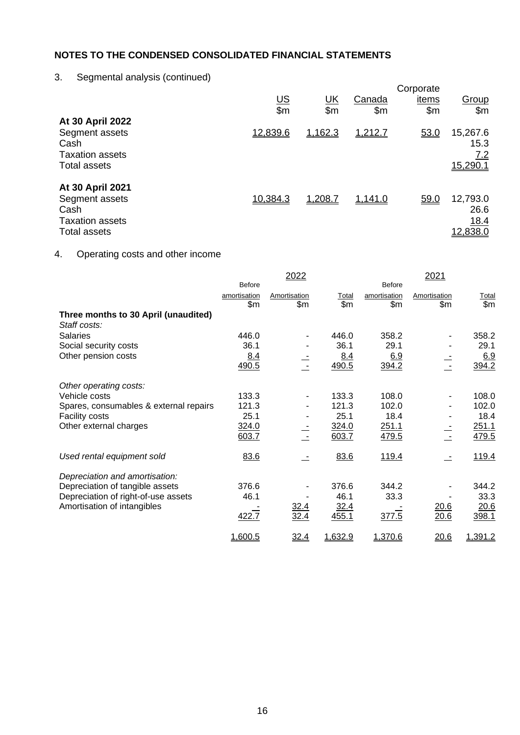## NOTES TO THE CONDENSED CONSOLIDATED FINANCIAL STATEMENTS

3. Segmental analysis (continued)

| | US<br>$m | UK<br>$m | Canada<br>$m | Corporate items<br>$m | Group<br>$m |
|---|---|---|---|---|---|
| **At 30 April 2022** | | | | | |
| Segment assets | 12,839.6 | 1,162.3 | 1,212.7 | 53.0 | 15,267.6 |
| Cash | | | | | 15.3 |
| Taxation assets | | | | | 7.2 |
| Total assets | | | | | 15,290.1 |
| **At 30 April 2021** | | | | | |
| Segment assets | 10,384.3 | 1,208.7 | 1,141.0 | 59.0 | 12,793.0 |
| Cash | | | | | 26.6 |
| Taxation assets | | | | | 18.4 |
| Total assets | | | | | 12,838.0 |

4. Operating costs and other income

| | 2022 | | | 2021 | | |
|---|---|---|---|---|---|---|
| | Before amortisation<br>$m | Amortisation<br>$m | Total<br>$m | Before amortisation<br>$m | Amortisation<br>$m | Total<br>$m |
| **Three months to 30 April (unaudited)** | | | | | | |
| *Staff costs:* | | | | | | |
| Salaries | 446.0 | - | 446.0 | 358.2 | - | 358.2 |
| Social security costs | 36.1 | - | 36.1 | 29.1 | - | 29.1 |
| Other pension costs | 8.4 | - | 8.4 | 6.9 | - | 6.9 |
| | 490.5 | - | 490.5 | 394.2 | - | 394.2 |
| *Other operating costs:* | | | | | | |
| Vehicle costs | 133.3 | - | 133.3 | 108.0 | - | 108.0 |
| Spares, consumables & external repairs | 121.3 | - | 121.3 | 102.0 | - | 102.0 |
| Facility costs | 25.1 | - | 25.1 | 18.4 | - | 18.4 |
| Other external charges | 324.0 | - | 324.0 | 251.1 | - | 251.1 |
| | 603.7 | - | 603.7 | 479.5 | - | 479.5 |
| *Used rental equipment sold* | 83.6 | - | 83.6 | 119.4 | - | 119.4 |
| *Depreciation and amortisation:* | | | | | | |
| Depreciation of tangible assets | 376.6 | - | 376.6 | 344.2 | - | 344.2 |
| Depreciation of right-of-use assets | 46.1 | - | 46.1 | 33.3 | - | 33.3 |
| Amortisation of intangibles | - | 32.4 | 32.4 | - | 20.6 | 20.6 |
| | 422.7 | 32.4 | 455.1 | 377.5 | 20.6 | 398.1 |
| | 1,600.5 | 32.4 | 1,632.9 | 1,370.6 | 20.6 | 1,391.2 |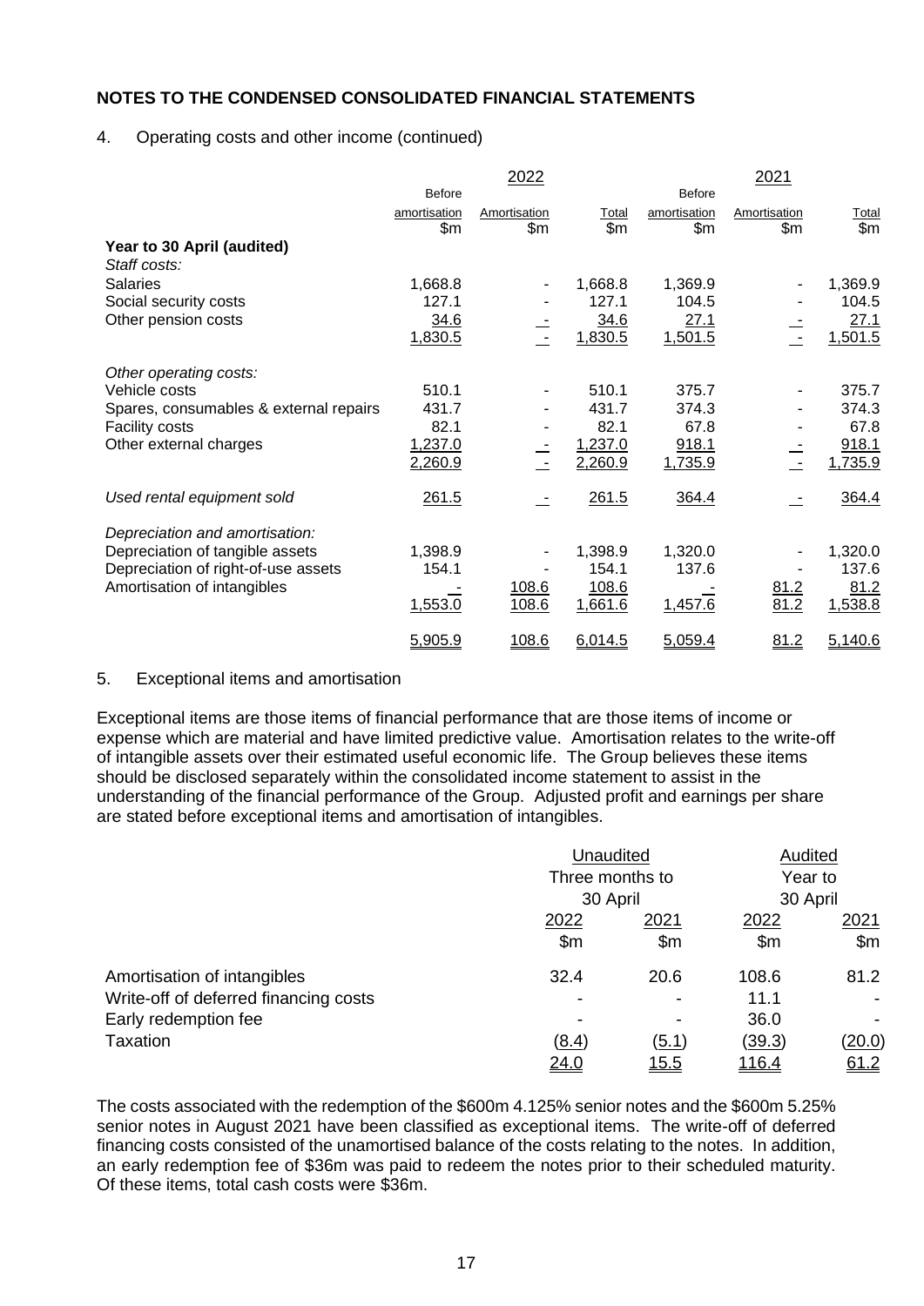## NOTES TO THE CONDENSED CONSOLIDATED FINANCIAL STATEMENTS

4. Operating costs and other income (continued)

| | 2022 | | | 2021 | | |
|---|---|---|---|---|---|---|
| | Before amortisation $m | Amortisation $m | Total $m | Before amortisation $m | Amortisation $m | Total $m |
| **Year to 30 April (audited)** | | | | | | |
| *Staff costs:* | | | | | | |
| Salaries | 1,668.8 | - | 1,668.8 | 1,369.9 | - | 1,369.9 |
| Social security costs | 127.1 | - | 127.1 | 104.5 | - | 104.5 |
| Other pension costs | 34.6 | - | 34.6 | 27.1 | - | 27.1 |
| | 1,830.5 | - | 1,830.5 | 1,501.5 | - | 1,501.5 |
| *Other operating costs:* | | | | | | |
| Vehicle costs | 510.1 | - | 510.1 | 375.7 | - | 375.7 |
| Spares, consumables & external repairs | 431.7 | - | 431.7 | 374.3 | - | 374.3 |
| Facility costs | 82.1 | - | 82.1 | 67.8 | - | 67.8 |
| Other external charges | 1,237.0 | - | 1,237.0 | 918.1 | - | 918.1 |
| | 2,260.9 | - | 2,260.9 | 1,735.9 | - | 1,735.9 |
| *Used rental equipment sold* | 261.5 | - | 261.5 | 364.4 | - | 364.4 |
| *Depreciation and amortisation:* | | | | | | |
| Depreciation of tangible assets | 1,398.9 | - | 1,398.9 | 1,320.0 | - | 1,320.0 |
| Depreciation of right-of-use assets | 154.1 | - | 154.1 | 137.6 | - | 137.6 |
| Amortisation of intangibles | - | 108.6 | 108.6 | - | 81.2 | 81.2 |
| | 1,553.0 | 108.6 | 1,661.6 | 1,457.6 | 81.2 | 1,538.8 |
| | 5,905.9 | 108.6 | 6,014.5 | 5,059.4 | 81.2 | 5,140.6 |

5. Exceptional items and amortisation

Exceptional items are those items of financial performance that are those items of income or expense which are material and have limited predictive value. Amortisation relates to the write-off of intangible assets over their estimated useful economic life. The Group believes these items should be disclosed separately within the consolidated income statement to assist in the understanding of the financial performance of the Group. Adjusted profit and earnings per share are stated before exceptional items and amortisation of intangibles.

| | Unaudited Three months to 30 April | | Audited Year to 30 April | |
|---|---|---|---|---|
| | 2022 $m | 2021 $m | 2022 $m | 2021 $m |
| Amortisation of intangibles | 32.4 | 20.6 | 108.6 | 81.2 |
| Write-off of deferred financing costs | - | - | 11.1 | - |
| Early redemption fee | - | - | 36.0 | - |
| Taxation | (8.4) | (5.1) | (39.3) | (20.0) |
| | 24.0 | 15.5 | 116.4 | 61.2 |

The costs associated with the redemption of the $600m 4.125% senior notes and the $600m 5.25% senior notes in August 2021 have been classified as exceptional items. The write-off of deferred financing costs consisted of the unamortised balance of the costs relating to the notes. In addition, an early redemption fee of $36m was paid to redeem the notes prior to their scheduled maturity. Of these items, total cash costs were $36m.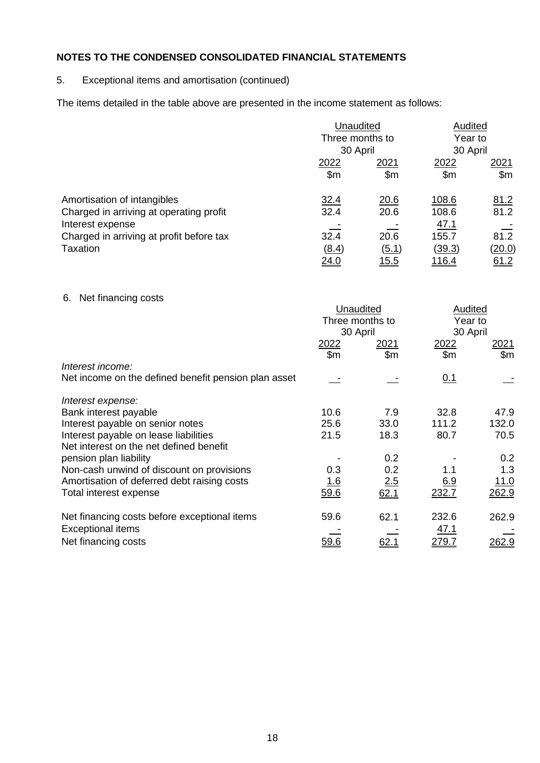## NOTES TO THE CONDENSED CONSOLIDATED FINANCIAL STATEMENTS

5. Exceptional items and amortisation (continued)

The items detailed in the table above are presented in the income statement as follows:

| | Unaudited Three months to 30 April | | Audited Year to 30 April | |
|---|---|---|---|---|
| | 2022 | 2021 | 2022 | 2021 |
| | $m | $m | $m | $m |
| Amortisation of intangibles | 32.4 | 20.6 | 108.6 | 81.2 |
| Charged in arriving at operating profit | 32.4 | 20.6 | 108.6 | 81.2 |
| Interest expense | - | - | 47.1 | - |
| Charged in arriving at profit before tax | 32.4 | 20.6 | 155.7 | 81.2 |
| Taxation | (8.4) | (5.1) | (39.3) | (20.0) |
| | 24.0 | 15.5 | 116.4 | 61.2 |

6. Net financing costs

| | Unaudited Three months to 30 April | | Audited Year to 30 April | |
|---|---|---|---|---|
| | 2022 | 2021 | 2022 | 2021 |
| | $m | $m | $m | $m |
| *Interest income:* | | | | |
| Net income on the defined benefit pension plan asset | - | - | 0.1 | - |
| *Interest expense:* | | | | |
| Bank interest payable | 10.6 | 7.9 | 32.8 | 47.9 |
| Interest payable on senior notes | 25.6 | 33.0 | 111.2 | 132.0 |
| Interest payable on lease liabilities | 21.5 | 18.3 | 80.7 | 70.5 |
| Net interest on the net defined benefit pension plan liability | - | 0.2 | - | 0.2 |
| Non-cash unwind of discount on provisions | 0.3 | 0.2 | 1.1 | 1.3 |
| Amortisation of deferred debt raising costs | 1.6 | 2.5 | 6.9 | 11.0 |
| Total interest expense | 59.6 | 62.1 | 232.7 | 262.9 |
| Net financing costs before exceptional items | 59.6 | 62.1 | 232.6 | 262.9 |
| Exceptional items | - | - | 47.1 | - |
| Net financing costs | 59.6 | 62.1 | 279.7 | 262.9 |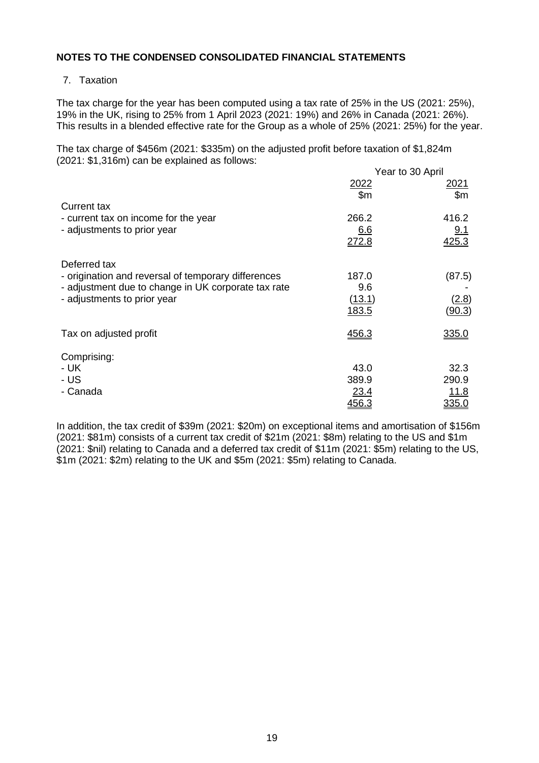## NOTES TO THE CONDENSED CONSOLIDATED FINANCIAL STATEMENTS

7. Taxation

The tax charge for the year has been computed using a tax rate of 25% in the US (2021: 25%), 19% in the UK, rising to 25% from 1 April 2023 (2021: 19%) and 26% in Canada (2021: 26%). This results in a blended effective rate for the Group as a whole of 25% (2021: 25%) for the year.

The tax charge of $456m (2021: $335m) on the adjusted profit before taxation of $1,824m (2021: $1,316m) can be explained as follows:

| | Year to 30 April | |
|---|---|---|
| | 2022 | 2021 |
| | $m | $m |
| Current tax | | |
| - current tax on income for the year | 266.2 | 416.2 |
| - adjustments to prior year | 6.6 | 9.1 |
| | 272.8 | 425.3 |
| Deferred tax | | |
| - origination and reversal of temporary differences | 187.0 | (87.5) |
| - adjustment due to change in UK corporate tax rate | 9.6 | - |
| - adjustments to prior year | (13.1) | (2.8) |
| | 183.5 | (90.3) |
| Tax on adjusted profit | 456.3 | 335.0 |
| Comprising: | | |
| - UK | 43.0 | 32.3 |
| - US | 389.9 | 290.9 |
| - Canada | 23.4 | 11.8 |
| | 456.3 | 335.0 |

In addition, the tax credit of $39m (2021: $20m) on exceptional items and amortisation of $156m (2021: $81m) consists of a current tax credit of $21m (2021: $8m) relating to the US and $1m (2021: $nil) relating to Canada and a deferred tax credit of $11m (2021: $5m) relating to the US, $1m (2021: $2m) relating to the UK and $5m (2021: $5m) relating to Canada.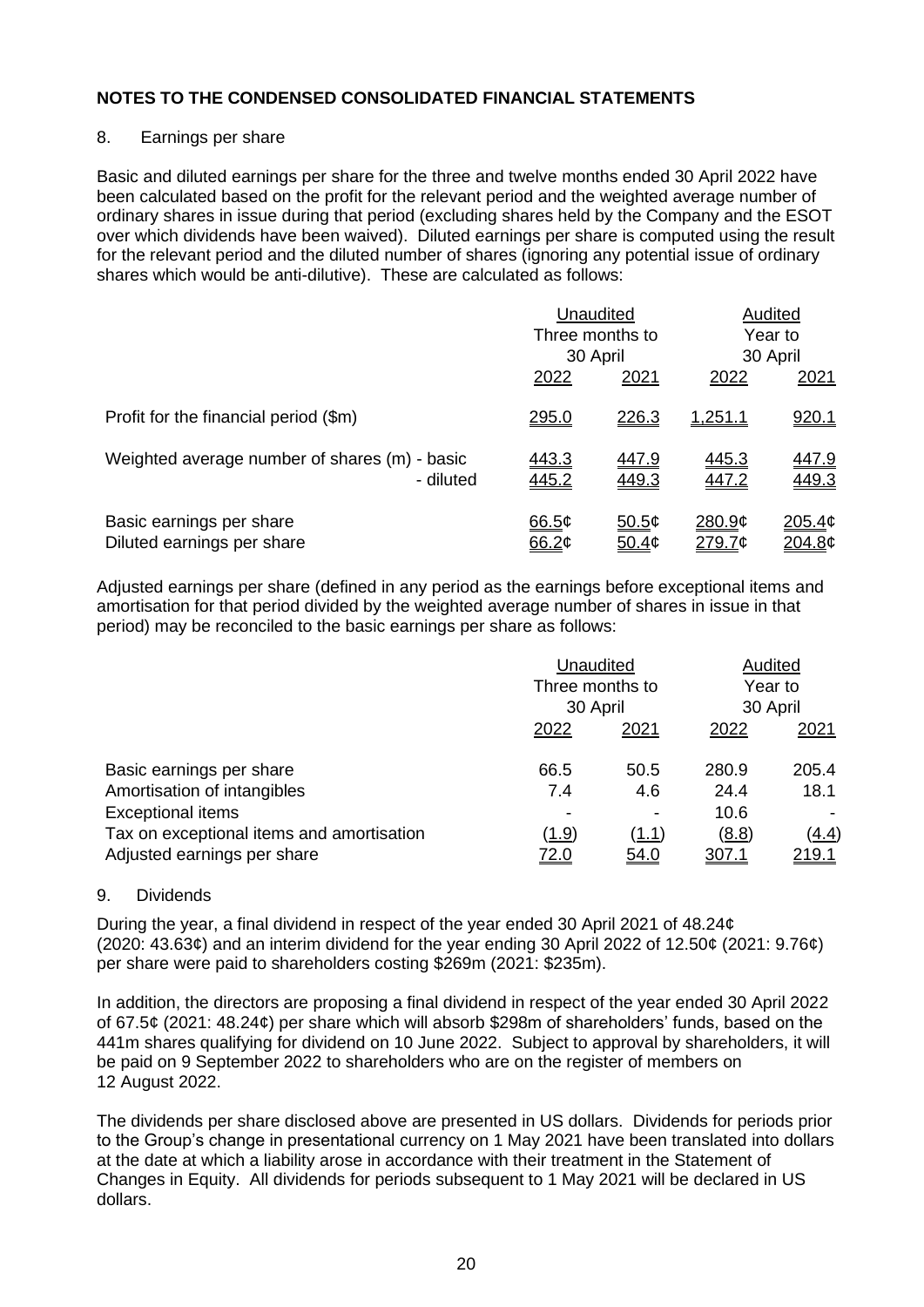## NOTES TO THE CONDENSED CONSOLIDATED FINANCIAL STATEMENTS

### 8. Earnings per share

Basic and diluted earnings per share for the three and twelve months ended 30 April 2022 have been calculated based on the profit for the relevant period and the weighted average number of ordinary shares in issue during that period (excluding shares held by the Company and the ESOT over which dividends have been waived). Diluted earnings per share is computed using the result for the relevant period and the diluted number of shares (ignoring any potential issue of ordinary shares which would be anti-dilutive). These are calculated as follows:

| | Unaudited Three months to 30 April | | Audited Year to 30 April | |
|---|---|---|---|---|
| | 2022 | 2021 | 2022 | 2021 |
| Profit for the financial period ($m) | 295.0 | 226.3 | 1,251.1 | 920.1 |
| Weighted average number of shares (m) - basic | 443.3 | 447.9 | 445.3 | 447.9 |
| - diluted | 445.2 | 449.3 | 447.2 | 449.3 |
| Basic earnings per share | 66.5¢ | 50.5¢ | 280.9¢ | 205.4¢ |
| Diluted earnings per share | 66.2¢ | 50.4¢ | 279.7¢ | 204.8¢ |

Adjusted earnings per share (defined in any period as the earnings before exceptional items and amortisation for that period divided by the weighted average number of shares in issue in that period) may be reconciled to the basic earnings per share as follows:

| | Unaudited Three months to 30 April | | Audited Year to 30 April | |
|---|---|---|---|---|
| | 2022 | 2021 | 2022 | 2021 |
| Basic earnings per share | 66.5 | 50.5 | 280.9 | 205.4 |
| Amortisation of intangibles | 7.4 | 4.6 | 24.4 | 18.1 |
| Exceptional items | - | - | 10.6 | - |
| Tax on exceptional items and amortisation | (1.9) | (1.1) | (8.8) | (4.4) |
| Adjusted earnings per share | 72.0 | 54.0 | 307.1 | 219.1 |

### 9. Dividends

During the year, a final dividend in respect of the year ended 30 April 2021 of 48.24¢ (2020: 43.63¢) and an interim dividend for the year ending 30 April 2022 of 12.50¢ (2021: 9.76¢) per share were paid to shareholders costing $269m (2021: $235m).

In addition, the directors are proposing a final dividend in respect of the year ended 30 April 2022 of 67.5¢ (2021: 48.24¢) per share which will absorb $298m of shareholders' funds, based on the 441m shares qualifying for dividend on 10 June 2022. Subject to approval by shareholders, it will be paid on 9 September 2022 to shareholders who are on the register of members on 12 August 2022.

The dividends per share disclosed above are presented in US dollars. Dividends for periods prior to the Group's change in presentational currency on 1 May 2021 have been translated into dollars at the date at which a liability arose in accordance with their treatment in the Statement of Changes in Equity. All dividends for periods subsequent to 1 May 2021 will be declared in US dollars.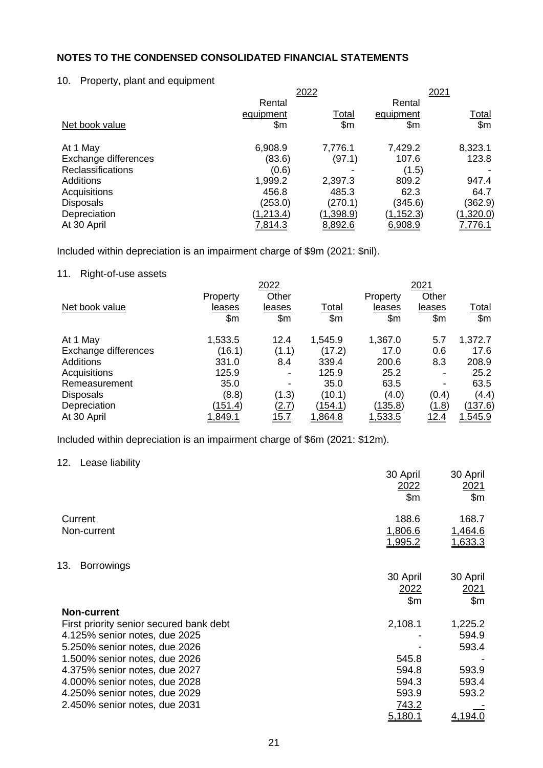**NOTES TO THE CONDENSED CONSOLIDATED FINANCIAL STATEMENTS**

10. Property, plant and equipment

| | 2022 | | 2021 | |
|---|---|---|---|---|
| Net book value | Rental equipment $m | Total $m | Rental equipment $m | Total $m |
| At 1 May | 6,908.9 | 7,776.1 | 7,429.2 | 8,323.1 |
| Exchange differences | (83.6) | (97.1) | 107.6 | 123.8 |
| Reclassifications | (0.6) | - | (1.5) | - |
| Additions | 1,999.2 | 2,397.3 | 809.2 | 947.4 |
| Acquisitions | 456.8 | 485.3 | 62.3 | 64.7 |
| Disposals | (253.0) | (270.1) | (345.6) | (362.9) |
| Depreciation | (1,213.4) | (1,398.9) | (1,152.3) | (1,320.0) |
| At 30 April | 7,814.3 | 8,892.6 | 6,908.9 | 7,776.1 |

Included within depreciation is an impairment charge of $9m (2021: $nil).

11. Right-of-use assets

| | 2022 | | | 2021 | | |
|---|---|---|---|---|---|---|
| Net book value | Property leases $m | Other leases $m | Total $m | Property leases $m | Other leases $m | Total $m |
| At 1 May | 1,533.5 | 12.4 | 1,545.9 | 1,367.0 | 5.7 | 1,372.7 |
| Exchange differences | (16.1) | (1.1) | (17.2) | 17.0 | 0.6 | 17.6 |
| Additions | 331.0 | 8.4 | 339.4 | 200.6 | 8.3 | 208.9 |
| Acquisitions | 125.9 | - | 125.9 | 25.2 | - | 25.2 |
| Remeasurement | 35.0 | - | 35.0 | 63.5 | - | 63.5 |
| Disposals | (8.8) | (1.3) | (10.1) | (4.0) | (0.4) | (4.4) |
| Depreciation | (151.4) | (2.7) | (154.1) | (135.8) | (1.8) | (137.6) |
| At 30 April | 1,849.1 | 15.7 | 1,864.8 | 1,533.5 | 12.4 | 1,545.9 |

Included within depreciation is an impairment charge of $6m (2021: $12m).

12. Lease liability

| | 30 April 2022 $m | 30 April 2021 $m |
|---|---|---|
| Current | 188.6 | 168.7 |
| Non-current | 1,806.6 | 1,464.6 |
| | 1,995.2 | 1,633.3 |

13. Borrowings

| | 30 April 2022 $m | 30 April 2021 $m |
|---|---|---|
| **Non-current** | | |
| First priority senior secured bank debt | 2,108.1 | 1,225.2 |
| 4.125% senior notes, due 2025 | - | 594.9 |
| 5.250% senior notes, due 2026 | - | 593.4 |
| 1.500% senior notes, due 2026 | 545.8 | - |
| 4.375% senior notes, due 2027 | 594.8 | 593.9 |
| 4.000% senior notes, due 2028 | 594.3 | 593.4 |
| 4.250% senior notes, due 2029 | 593.9 | 593.2 |
| 2.450% senior notes, due 2031 | 743.2 | - |
| | 5,180.1 | 4,194.0 |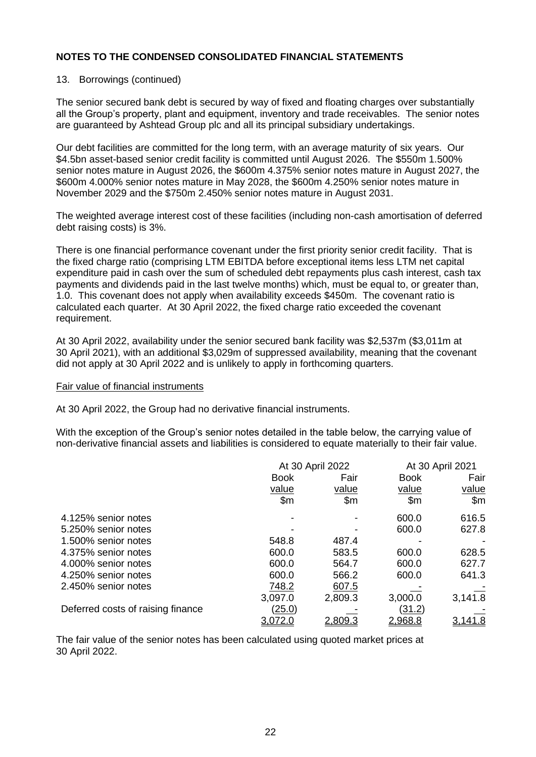## NOTES TO THE CONDENSED CONSOLIDATED FINANCIAL STATEMENTS

13. Borrowings (continued)

The senior secured bank debt is secured by way of fixed and floating charges over substantially all the Group's property, plant and equipment, inventory and trade receivables. The senior notes are guaranteed by Ashtead Group plc and all its principal subsidiary undertakings.

Our debt facilities are committed for the long term, with an average maturity of six years. Our \$4.5bn asset-based senior credit facility is committed until August 2026. The \$550m 1.500% senior notes mature in August 2026, the \$600m 4.375% senior notes mature in August 2027, the \$600m 4.000% senior notes mature in May 2028, the \$600m 4.250% senior notes mature in November 2029 and the \$750m 2.450% senior notes mature in August 2031.

The weighted average interest cost of these facilities (including non-cash amortisation of deferred debt raising costs) is 3%.

There is one financial performance covenant under the first priority senior credit facility. That is the fixed charge ratio (comprising LTM EBITDA before exceptional items less LTM net capital expenditure paid in cash over the sum of scheduled debt repayments plus cash interest, cash tax payments and dividends paid in the last twelve months) which, must be equal to, or greater than, 1.0. This covenant does not apply when availability exceeds \$450m. The covenant ratio is calculated each quarter. At 30 April 2022, the fixed charge ratio exceeded the covenant requirement.

At 30 April 2022, availability under the senior secured bank facility was \$2,537m (\$3,011m at 30 April 2021), with an additional \$3,029m of suppressed availability, meaning that the covenant did not apply at 30 April 2022 and is unlikely to apply in forthcoming quarters.

Fair value of financial instruments

At 30 April 2022, the Group had no derivative financial instruments.

With the exception of the Group's senior notes detailed in the table below, the carrying value of non-derivative financial assets and liabilities is considered to equate materially to their fair value.

| | At 30 April 2022 | | At 30 April 2021 | |
|---|---|---|---|---|
| | Book value | Fair value | Book value | Fair value |
| | \$m | \$m | \$m | \$m |
| 4.125% senior notes | - | - | 600.0 | 616.5 |
| 5.250% senior notes | - | - | 600.0 | 627.8 |
| 1.500% senior notes | 548.8 | 487.4 | - | - |
| 4.375% senior notes | 600.0 | 583.5 | 600.0 | 628.5 |
| 4.000% senior notes | 600.0 | 564.7 | 600.0 | 627.7 |
| 4.250% senior notes | 600.0 | 566.2 | 600.0 | 641.3 |
| 2.450% senior notes | 748.2 | 607.5 | - | - |
| | 3,097.0 | 2,809.3 | 3,000.0 | 3,141.8 |
| Deferred costs of raising finance | (25.0) | - | (31.2) | - |
| | 3,072.0 | 2,809.3 | 2,968.8 | 3,141.8 |

The fair value of the senior notes has been calculated using quoted market prices at 30 April 2022.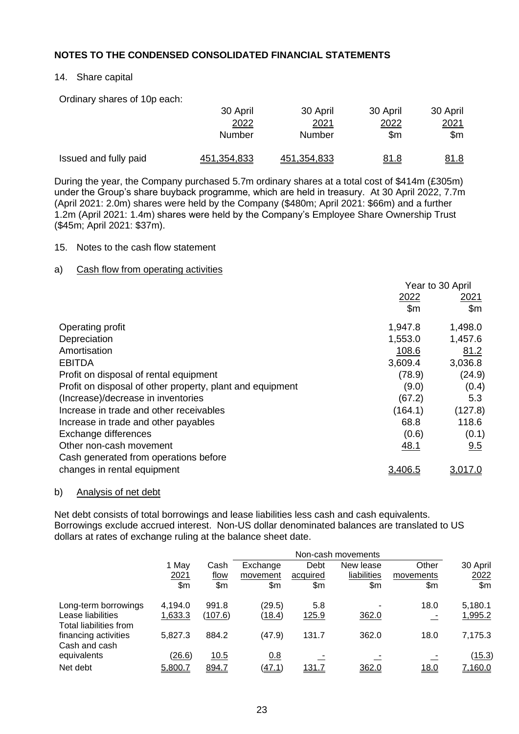## NOTES TO THE CONDENSED CONSOLIDATED FINANCIAL STATEMENTS

14. Share capital

Ordinary shares of 10p each:

| | 30 April 2022 Number | 30 April 2021 Number | 30 April 2022 \$m | 30 April 2021 \$m |
|---|---|---|---|---|
| Issued and fully paid | 451,354,833 | 451,354,833 | 81.8 | 81.8 |

During the year, the Company purchased 5.7m ordinary shares at a total cost of \$414m (£305m) under the Group's share buyback programme, which are held in treasury. At 30 April 2022, 7.7m (April 2021: 2.0m) shares were held by the Company (\$480m; April 2021: \$66m) and a further 1.2m (April 2021: 1.4m) shares were held by the Company's Employee Share Ownership Trust (\$45m; April 2021: \$37m).

15. Notes to the cash flow statement

a) Cash flow from operating activities

| | Year to 30 April | |
|---|---|---|
| | 2022 \$m | 2021 \$m |
| Operating profit | 1,947.8 | 1,498.0 |
| Depreciation | 1,553.0 | 1,457.6 |
| Amortisation | 108.6 | 81.2 |
| EBITDA | 3,609.4 | 3,036.8 |
| Profit on disposal of rental equipment | (78.9) | (24.9) |
| Profit on disposal of other property, plant and equipment | (9.0) | (0.4) |
| (Increase)/decrease in inventories | (67.2) | 5.3 |
| Increase in trade and other receivables | (164.1) | (127.8) |
| Increase in trade and other payables | 68.8 | 118.6 |
| Exchange differences | (0.6) | (0.1) |
| Other non-cash movement | 48.1 | 9.5 |
| Cash generated from operations before changes in rental equipment | 3,406.5 | 3,017.0 |

b) Analysis of net debt

Net debt consists of total borrowings and lease liabilities less cash and cash equivalents. Borrowings exclude accrued interest. Non-US dollar denominated balances are translated to US dollars at rates of exchange ruling at the balance sheet date.

| | | | Non-cash movements | | | | |
|---|---|---|---|---|---|---|---|
| | 1 May 2021 \$m | Cash flow \$m | Exchange movement \$m | Debt acquired \$m | New lease liabilities \$m | Other movements \$m | 30 April 2022 \$m |
| Long-term borrowings | 4,194.0 | 991.8 | (29.5) | 5.8 | - | 18.0 | 5,180.1 |
| Lease liabilities | 1,633.3 | (107.6) | (18.4) | 125.9 | 362.0 | - | 1,995.2 |
| Total liabilities from financing activities | 5,827.3 | 884.2 | (47.9) | 131.7 | 362.0 | 18.0 | 7,175.3 |
| Cash and cash equivalents | (26.6) | 10.5 | 0.8 | - | - | - | (15.3) |
| Net debt | 5,800.7 | 894.7 | (47.1) | 131.7 | 362.0 | 18.0 | 7,160.0 |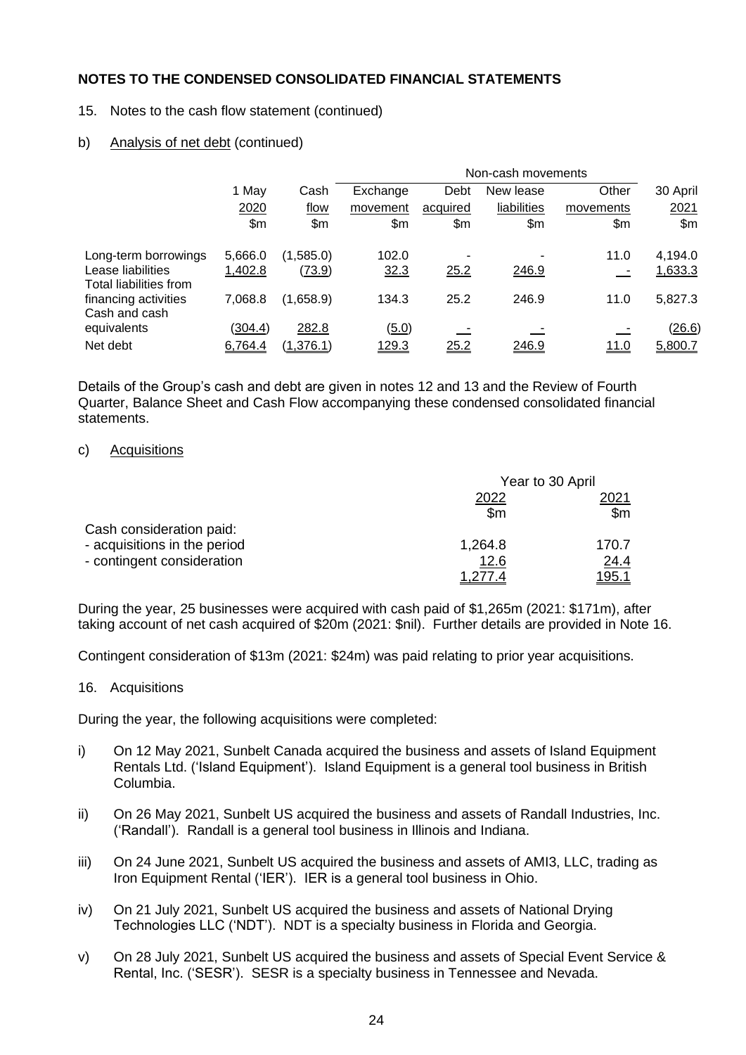## NOTES TO THE CONDENSED CONSOLIDATED FINANCIAL STATEMENTS

15. Notes to the cash flow statement (continued)

b) Analysis of net debt (continued)

| | 1 May 2020 | Cash flow | Non-cash movements: Exchange movement | Debt acquired | New lease liabilities | Other movements | 30 April 2021 |
|---|---|---|---|---|---|---|---|
| | $m | $m | $m | $m | $m | $m | $m |
| Long-term borrowings | 5,666.0 | (1,585.0) | 102.0 | - | - | 11.0 | 4,194.0 |
| Lease liabilities | 1,402.8 | (73.9) | 32.3 | 25.2 | 246.9 | - | 1,633.3 |
| Total liabilities from financing activities | 7,068.8 | (1,658.9) | 134.3 | 25.2 | 246.9 | 11.0 | 5,827.3 |
| Cash and cash equivalents | (304.4) | 282.8 | (5.0) | - | - | - | (26.6) |
| Net debt | 6,764.4 | (1,376.1) | 129.3 | 25.2 | 246.9 | 11.0 | 5,800.7 |

Details of the Group's cash and debt are given in notes 12 and 13 and the Review of Fourth Quarter, Balance Sheet and Cash Flow accompanying these condensed consolidated financial statements.

c) Acquisitions

| | Year to 30 April 2022 | 2021 |
|---|---|---|
| | $m | $m |
| Cash consideration paid: | | |
| - acquisitions in the period | 1,264.8 | 170.7 |
| - contingent consideration | 12.6 | 24.4 |
| | 1,277.4 | 195.1 |

During the year, 25 businesses were acquired with cash paid of $1,265m (2021: $171m), after taking account of net cash acquired of $20m (2021: $nil). Further details are provided in Note 16.

Contingent consideration of $13m (2021: $24m) was paid relating to prior year acquisitions.

16. Acquisitions

During the year, the following acquisitions were completed:

i) On 12 May 2021, Sunbelt Canada acquired the business and assets of Island Equipment Rentals Ltd. ('Island Equipment'). Island Equipment is a general tool business in British Columbia.

ii) On 26 May 2021, Sunbelt US acquired the business and assets of Randall Industries, Inc. ('Randall'). Randall is a general tool business in Illinois and Indiana.

iii) On 24 June 2021, Sunbelt US acquired the business and assets of AMI3, LLC, trading as Iron Equipment Rental ('IER'). IER is a general tool business in Ohio.

iv) On 21 July 2021, Sunbelt US acquired the business and assets of National Drying Technologies LLC ('NDT'). NDT is a specialty business in Florida and Georgia.

v) On 28 July 2021, Sunbelt US acquired the business and assets of Special Event Service & Rental, Inc. ('SESR'). SESR is a specialty business in Tennessee and Nevada.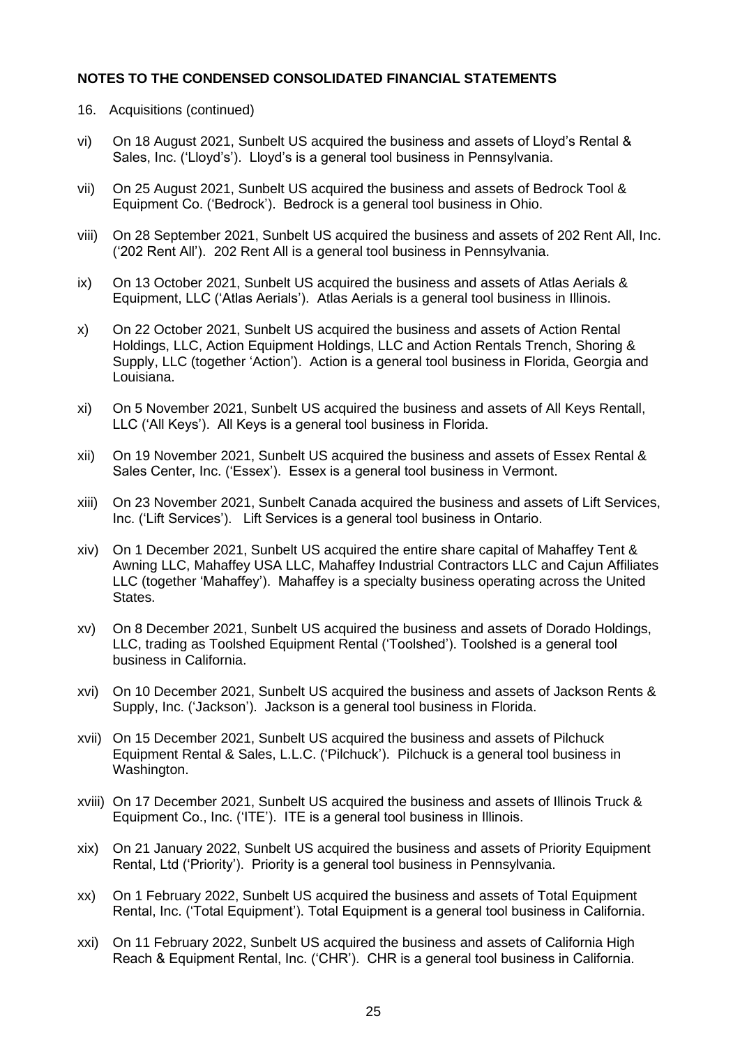## NOTES TO THE CONDENSED CONSOLIDATED FINANCIAL STATEMENTS

16. Acquisitions (continued)

vi) On 18 August 2021, Sunbelt US acquired the business and assets of Lloyd's Rental & Sales, Inc. ('Lloyd's'). Lloyd's is a general tool business in Pennsylvania.

vii) On 25 August 2021, Sunbelt US acquired the business and assets of Bedrock Tool & Equipment Co. ('Bedrock'). Bedrock is a general tool business in Ohio.

viii) On 28 September 2021, Sunbelt US acquired the business and assets of 202 Rent All, Inc. ('202 Rent All'). 202 Rent All is a general tool business in Pennsylvania.

ix) On 13 October 2021, Sunbelt US acquired the business and assets of Atlas Aerials & Equipment, LLC ('Atlas Aerials'). Atlas Aerials is a general tool business in Illinois.

x) On 22 October 2021, Sunbelt US acquired the business and assets of Action Rental Holdings, LLC, Action Equipment Holdings, LLC and Action Rentals Trench, Shoring & Supply, LLC (together 'Action'). Action is a general tool business in Florida, Georgia and Louisiana.

xi) On 5 November 2021, Sunbelt US acquired the business and assets of All Keys Rentall, LLC ('All Keys'). All Keys is a general tool business in Florida.

xii) On 19 November 2021, Sunbelt US acquired the business and assets of Essex Rental & Sales Center, Inc. ('Essex'). Essex is a general tool business in Vermont.

xiii) On 23 November 2021, Sunbelt Canada acquired the business and assets of Lift Services, Inc. ('Lift Services'). Lift Services is a general tool business in Ontario.

xiv) On 1 December 2021, Sunbelt US acquired the entire share capital of Mahaffey Tent & Awning LLC, Mahaffey USA LLC, Mahaffey Industrial Contractors LLC and Cajun Affiliates LLC (together 'Mahaffey'). Mahaffey is a specialty business operating across the United States.

xv) On 8 December 2021, Sunbelt US acquired the business and assets of Dorado Holdings, LLC, trading as Toolshed Equipment Rental ('Toolshed'). Toolshed is a general tool business in California.

xvi) On 10 December 2021, Sunbelt US acquired the business and assets of Jackson Rents & Supply, Inc. ('Jackson'). Jackson is a general tool business in Florida.

xvii) On 15 December 2021, Sunbelt US acquired the business and assets of Pilchuck Equipment Rental & Sales, L.L.C. ('Pilchuck'). Pilchuck is a general tool business in Washington.

xviii) On 17 December 2021, Sunbelt US acquired the business and assets of Illinois Truck & Equipment Co., Inc. ('ITE'). ITE is a general tool business in Illinois.

xix) On 21 January 2022, Sunbelt US acquired the business and assets of Priority Equipment Rental, Ltd ('Priority'). Priority is a general tool business in Pennsylvania.

xx) On 1 February 2022, Sunbelt US acquired the business and assets of Total Equipment Rental, Inc. ('Total Equipment'). Total Equipment is a general tool business in California.

xxi) On 11 February 2022, Sunbelt US acquired the business and assets of California High Reach & Equipment Rental, Inc. ('CHR'). CHR is a general tool business in California.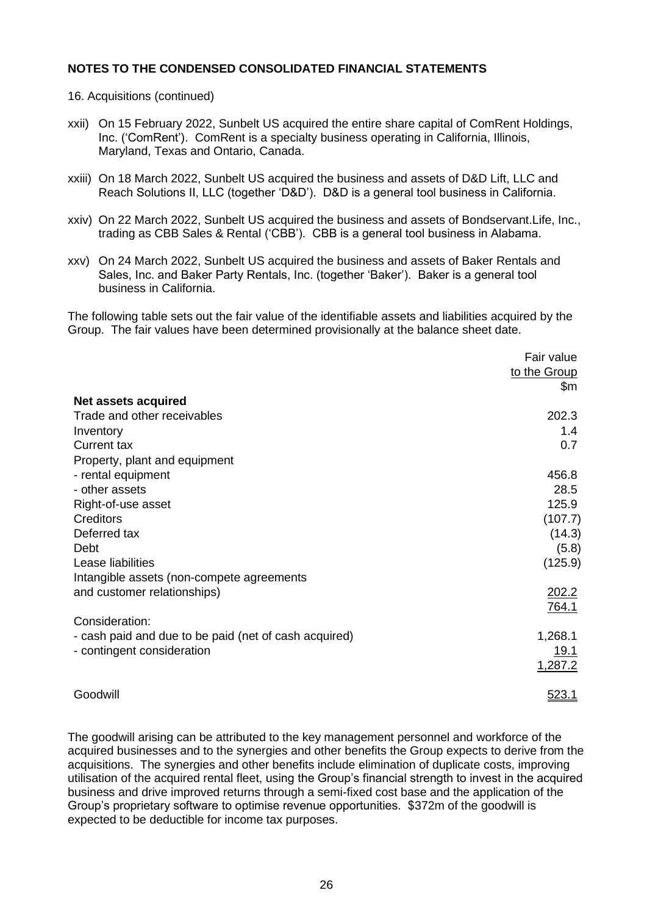**NOTES TO THE CONDENSED CONSOLIDATED FINANCIAL STATEMENTS**

16. Acquisitions (continued)

xxii) On 15 February 2022, Sunbelt US acquired the entire share capital of ComRent Holdings, Inc. ('ComRent'). ComRent is a specialty business operating in California, Illinois, Maryland, Texas and Ontario, Canada.

xxiii) On 18 March 2022, Sunbelt US acquired the business and assets of D&D Lift, LLC and Reach Solutions II, LLC (together 'D&D'). D&D is a general tool business in California.

xxiv) On 22 March 2022, Sunbelt US acquired the business and assets of Bondservant.Life, Inc., trading as CBB Sales & Rental ('CBB'). CBB is a general tool business in Alabama.

xxv) On 24 March 2022, Sunbelt US acquired the business and assets of Baker Rentals and Sales, Inc. and Baker Party Rentals, Inc. (together 'Baker'). Baker is a general tool business in California.

The following table sets out the fair value of the identifiable assets and liabilities acquired by the Group. The fair values have been determined provisionally at the balance sheet date.

| | Fair value to the Group |
|---|---|
| | $m |
| **Net assets acquired** | |
| Trade and other receivables | 202.3 |
| Inventory | 1.4 |
| Current tax | 0.7 |
| Property, plant and equipment | |
| - rental equipment | 456.8 |
| - other assets | 28.5 |
| Right-of-use asset | 125.9 |
| Creditors | (107.7) |
| Deferred tax | (14.3) |
| Debt | (5.8) |
| Lease liabilities | (125.9) |
| Intangible assets (non-compete agreements and customer relationships) | 202.2 |
| | 764.1 |
| Consideration: | |
| - cash paid and due to be paid (net of cash acquired) | 1,268.1 |
| - contingent consideration | 19.1 |
| | 1,287.2 |
| | |
| Goodwill | 523.1 |

The goodwill arising can be attributed to the key management personnel and workforce of the acquired businesses and to the synergies and other benefits the Group expects to derive from the acquisitions. The synergies and other benefits include elimination of duplicate costs, improving utilisation of the acquired rental fleet, using the Group's financial strength to invest in the acquired business and drive improved returns through a semi-fixed cost base and the application of the Group's proprietary software to optimise revenue opportunities. $372m of the goodwill is expected to be deductible for income tax purposes.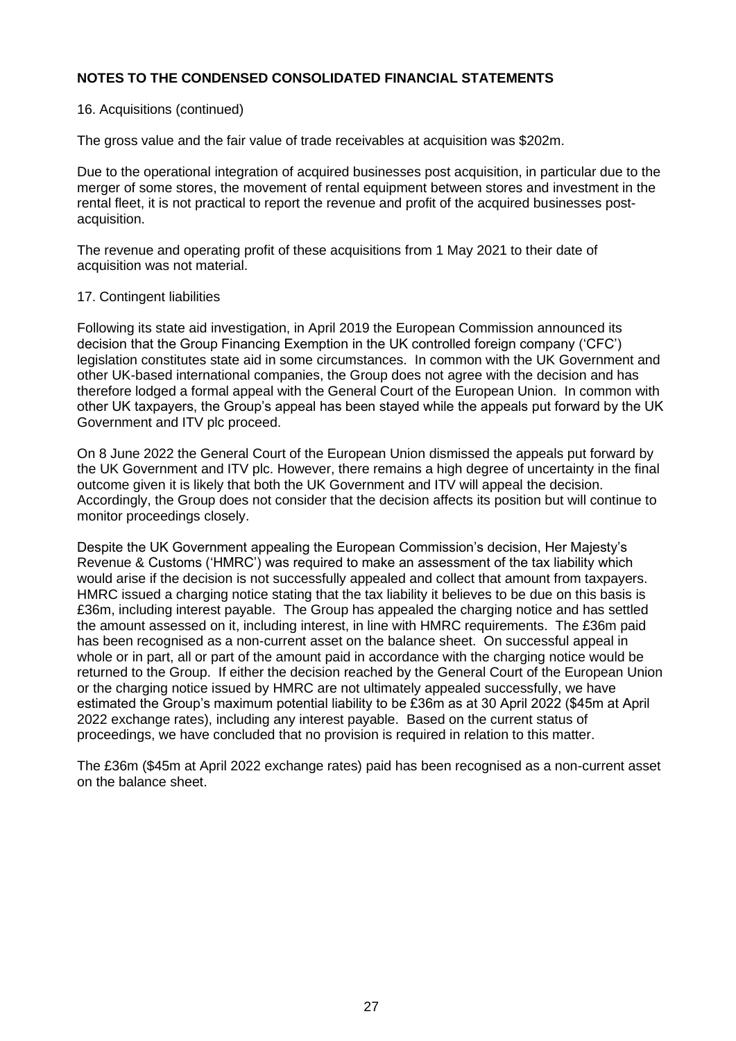## NOTES TO THE CONDENSED CONSOLIDATED FINANCIAL STATEMENTS

16. Acquisitions (continued)

The gross value and the fair value of trade receivables at acquisition was $202m.

Due to the operational integration of acquired businesses post acquisition, in particular due to the merger of some stores, the movement of rental equipment between stores and investment in the rental fleet, it is not practical to report the revenue and profit of the acquired businesses post-acquisition.

The revenue and operating profit of these acquisitions from 1 May 2021 to their date of acquisition was not material.

17. Contingent liabilities

Following its state aid investigation, in April 2019 the European Commission announced its decision that the Group Financing Exemption in the UK controlled foreign company ('CFC') legislation constitutes state aid in some circumstances. In common with the UK Government and other UK-based international companies, the Group does not agree with the decision and has therefore lodged a formal appeal with the General Court of the European Union. In common with other UK taxpayers, the Group's appeal has been stayed while the appeals put forward by the UK Government and ITV plc proceed.

On 8 June 2022 the General Court of the European Union dismissed the appeals put forward by the UK Government and ITV plc. However, there remains a high degree of uncertainty in the final outcome given it is likely that both the UK Government and ITV will appeal the decision. Accordingly, the Group does not consider that the decision affects its position but will continue to monitor proceedings closely.

Despite the UK Government appealing the European Commission's decision, Her Majesty's Revenue & Customs ('HMRC') was required to make an assessment of the tax liability which would arise if the decision is not successfully appealed and collect that amount from taxpayers. HMRC issued a charging notice stating that the tax liability it believes to be due on this basis is £36m, including interest payable. The Group has appealed the charging notice and has settled the amount assessed on it, including interest, in line with HMRC requirements. The £36m paid has been recognised as a non-current asset on the balance sheet. On successful appeal in whole or in part, all or part of the amount paid in accordance with the charging notice would be returned to the Group. If either the decision reached by the General Court of the European Union or the charging notice issued by HMRC are not ultimately appealed successfully, we have estimated the Group's maximum potential liability to be £36m as at 30 April 2022 ($45m at April 2022 exchange rates), including any interest payable. Based on the current status of proceedings, we have concluded that no provision is required in relation to this matter.

The £36m ($45m at April 2022 exchange rates) paid has been recognised as a non-current asset on the balance sheet.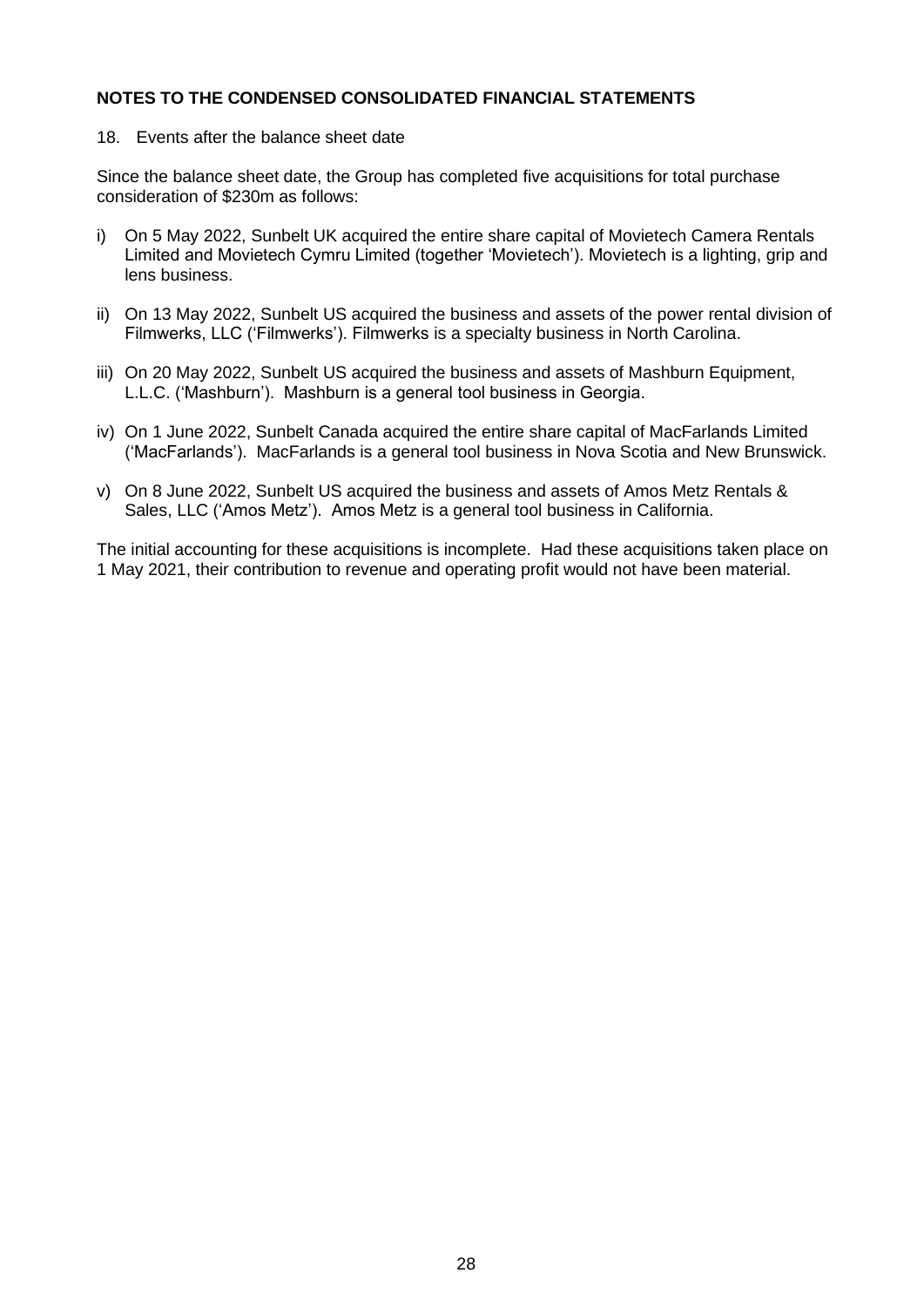**NOTES TO THE CONDENSED CONSOLIDATED FINANCIAL STATEMENTS**

18. Events after the balance sheet date

Since the balance sheet date, the Group has completed five acquisitions for total purchase consideration of $230m as follows:

i) On 5 May 2022, Sunbelt UK acquired the entire share capital of Movietech Camera Rentals Limited and Movietech Cymru Limited (together 'Movietech'). Movietech is a lighting, grip and lens business.

ii) On 13 May 2022, Sunbelt US acquired the business and assets of the power rental division of Filmwerks, LLC ('Filmwerks'). Filmwerks is a specialty business in North Carolina.

iii) On 20 May 2022, Sunbelt US acquired the business and assets of Mashburn Equipment, L.L.C. ('Mashburn'). Mashburn is a general tool business in Georgia.

iv) On 1 June 2022, Sunbelt Canada acquired the entire share capital of MacFarlands Limited ('MacFarlands'). MacFarlands is a general tool business in Nova Scotia and New Brunswick.

v) On 8 June 2022, Sunbelt US acquired the business and assets of Amos Metz Rentals & Sales, LLC ('Amos Metz'). Amos Metz is a general tool business in California.

The initial accounting for these acquisitions is incomplete. Had these acquisitions taken place on 1 May 2021, their contribution to revenue and operating profit would not have been material.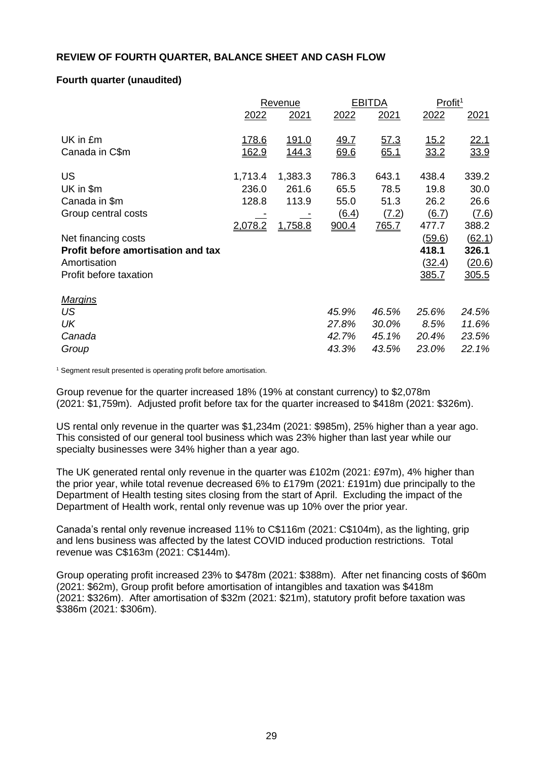**REVIEW OF FOURTH QUARTER, BALANCE SHEET AND CASH FLOW**

**Fourth quarter (unaudited)**

| | Revenue | | EBITDA | | Profit[1] | |
|---|---|---|---|---|---|---|
| | 2022 | 2021 | 2022 | 2021 | 2022 | 2021 |
| UK in £m | 178.6 | 191.0 | 49.7 | 57.3 | 15.2 | 22.1 |
| Canada in C$m | 162.9 | 144.3 | 69.6 | 65.1 | 33.2 | 33.9 |
| US | 1,713.4 | 1,383.3 | 786.3 | 643.1 | 438.4 | 339.2 |
| UK in $m | 236.0 | 261.6 | 65.5 | 78.5 | 19.8 | 30.0 |
| Canada in $m | 128.8 | 113.9 | 55.0 | 51.3 | 26.2 | 26.6 |
| Group central costs | - | - | (6.4) | (7.2) | (6.7) | (7.6) |
| | 2,078.2 | 1,758.8 | 900.4 | 765.7 | 477.7 | 388.2 |
| Net financing costs | | | | | (59.6) | (62.1) |
| **Profit before amortisation and tax** | | | | | **418.1** | **326.1** |
| Amortisation | | | | | (32.4) | (20.6) |
| Profit before taxation | | | | | 385.7 | 305.5 |
| *Margins* | | | | | | |
| *US* | | | *45.9%* | *46.5%* | *25.6%* | *24.5%* |
| *UK* | | | *27.8%* | *30.0%* | *8.5%* | *11.6%* |
| *Canada* | | | *42.7%* | *45.1%* | *20.4%* | *23.5%* |
| *Group* | | | *43.3%* | *43.5%* | *23.0%* | *22.1%* |

[1] Segment result presented is operating profit before amortisation.

Group revenue for the quarter increased 18% (19% at constant currency) to $2,078m (2021: $1,759m). Adjusted profit before tax for the quarter increased to $418m (2021: $326m).

US rental only revenue in the quarter was $1,234m (2021: $985m), 25% higher than a year ago. This consisted of our general tool business which was 23% higher than last year while our specialty businesses were 34% higher than a year ago.

The UK generated rental only revenue in the quarter was £102m (2021: £97m), 4% higher than the prior year, while total revenue decreased 6% to £179m (2021: £191m) due principally to the Department of Health testing sites closing from the start of April. Excluding the impact of the Department of Health work, rental only revenue was up 10% over the prior year.

Canada's rental only revenue increased 11% to C$116m (2021: C$104m), as the lighting, grip and lens business was affected by the latest COVID induced production restrictions. Total revenue was C$163m (2021: C$144m).

Group operating profit increased 23% to $478m (2021: $388m). After net financing costs of $60m (2021: $62m), Group profit before amortisation of intangibles and taxation was $418m (2021: $326m). After amortisation of $32m (2021: $21m), statutory profit before taxation was $386m (2021: $306m).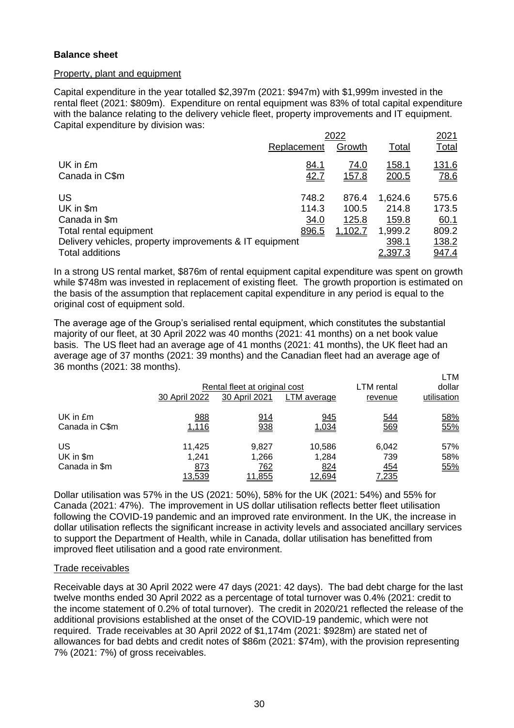**Balance sheet**

Property, plant and equipment

Capital expenditure in the year totalled \$2,397m (2021: \$947m) with \$1,999m invested in the rental fleet (2021: \$809m). Expenditure on rental equipment was 83% of total capital expenditure with the balance relating to the delivery vehicle fleet, property improvements and IT equipment. Capital expenditure by division was:

| | 2022 | | | 2021 |
|---|---|---|---|---|
| | Replacement | Growth | Total | Total |
| UK in £m | 84.1 | 74.0 | 158.1 | 131.6 |
| Canada in C\$m | 42.7 | 157.8 | 200.5 | 78.6 |
| US | 748.2 | 876.4 | 1,624.6 | 575.6 |
| UK in \$m | 114.3 | 100.5 | 214.8 | 173.5 |
| Canada in \$m | 34.0 | 125.8 | 159.8 | 60.1 |
| Total rental equipment | 896.5 | 1,102.7 | 1,999.2 | 809.2 |
| Delivery vehicles, property improvements & IT equipment | | | 398.1 | 138.2 |
| Total additions | | | 2,397.3 | 947.4 |

In a strong US rental market, \$876m of rental equipment capital expenditure was spent on growth while \$748m was invested in replacement of existing fleet. The growth proportion is estimated on the basis of the assumption that replacement capital expenditure in any period is equal to the original cost of equipment sold.

The average age of the Group's serialised rental equipment, which constitutes the substantial majority of our fleet, at 30 April 2022 was 40 months (2021: 41 months) on a net book value basis. The US fleet had an average age of 41 months (2021: 41 months), the UK fleet had an average age of 37 months (2021: 39 months) and the Canadian fleet had an average age of 36 months (2021: 38 months).

| | Rental fleet at original cost | | | LTM rental | LTM dollar |
|---|---|---|---|---|---|
| | 30 April 2022 | 30 April 2021 | LTM average | revenue | utilisation |
| UK in £m | 988 | 914 | 945 | 544 | 58% |
| Canada in C\$m | 1,116 | 938 | 1,034 | 569 | 55% |
| US | 11,425 | 9,827 | 10,586 | 6,042 | 57% |
| UK in \$m | 1,241 | 1,266 | 1,284 | 739 | 58% |
| Canada in \$m | 873 | 762 | 824 | 454 | 55% |
| | 13,539 | 11,855 | 12,694 | 7,235 | |

Dollar utilisation was 57% in the US (2021: 50%), 58% for the UK (2021: 54%) and 55% for Canada (2021: 47%). The improvement in US dollar utilisation reflects better fleet utilisation following the COVID-19 pandemic and an improved rate environment. In the UK, the increase in dollar utilisation reflects the significant increase in activity levels and associated ancillary services to support the Department of Health, while in Canada, dollar utilisation has benefitted from improved fleet utilisation and a good rate environment.

Trade receivables

Receivable days at 30 April 2022 were 47 days (2021: 42 days). The bad debt charge for the last twelve months ended 30 April 2022 as a percentage of total turnover was 0.4% (2021: credit to the income statement of 0.2% of total turnover). The credit in 2020/21 reflected the release of the additional provisions established at the onset of the COVID-19 pandemic, which were not required. Trade receivables at 30 April 2022 of \$1,174m (2021: \$928m) are stated net of allowances for bad debts and credit notes of \$86m (2021: \$74m), with the provision representing 7% (2021: 7%) of gross receivables.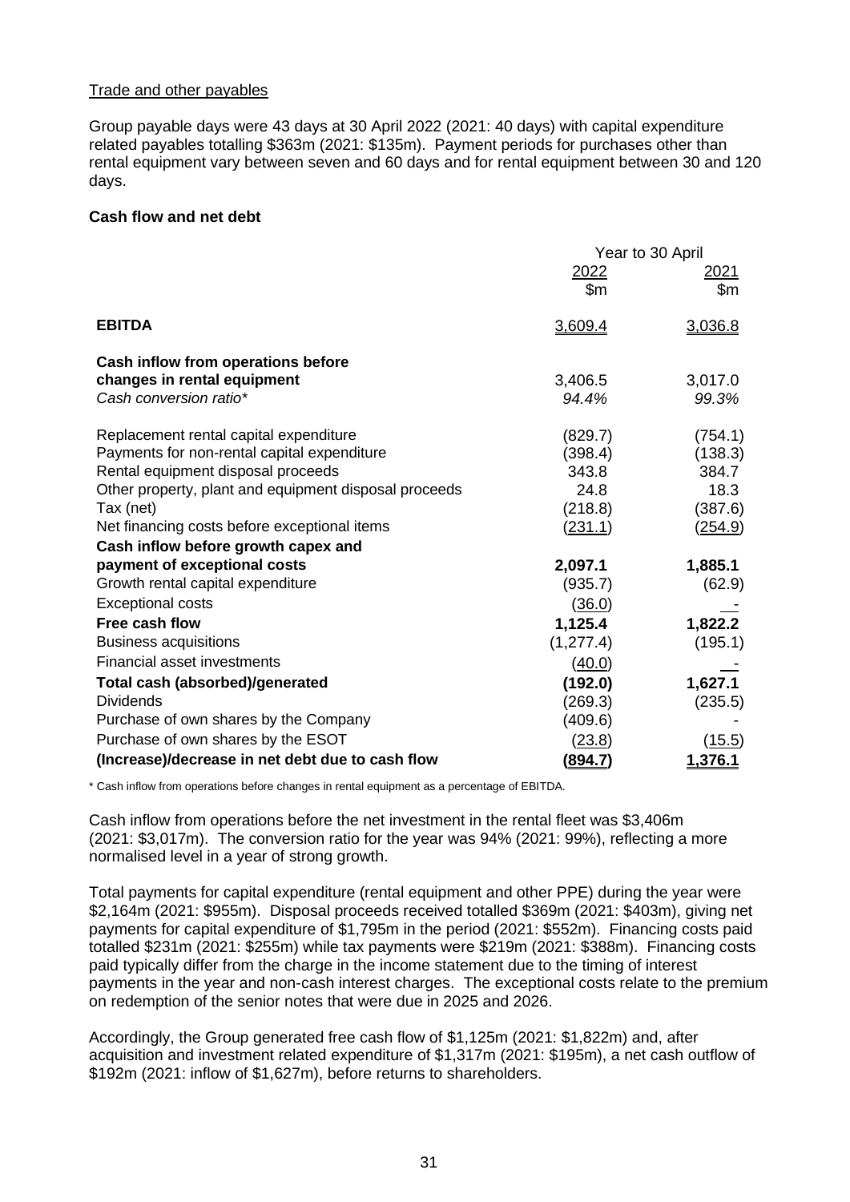Trade and other payables

Group payable days were 43 days at 30 April 2022 (2021: 40 days) with capital expenditure related payables totalling $363m (2021: $135m). Payment periods for purchases other than rental equipment vary between seven and 60 days and for rental equipment between 30 and 120 days.

**Cash flow and net debt**

| | Year to 30 April | |
|---|---|---|
| | 2022<br>$m | 2021<br>$m |
| **EBITDA** | 3,609.4 | 3,036.8 |
| **Cash inflow from operations before changes in rental equipment** | 3,406.5 | 3,017.0 |
| *Cash conversion ratio** | *94.4%* | *99.3%* |
| Replacement rental capital expenditure | (829.7) | (754.1) |
| Payments for non-rental capital expenditure | (398.4) | (138.3) |
| Rental equipment disposal proceeds | 343.8 | 384.7 |
| Other property, plant and equipment disposal proceeds | 24.8 | 18.3 |
| Tax (net) | (218.8) | (387.6) |
| Net financing costs before exceptional items | (231.1) | (254.9) |
| **Cash inflow before growth capex and payment of exceptional costs** | **2,097.1** | **1,885.1** |
| Growth rental capital expenditure | (935.7) | (62.9) |
| Exceptional costs | (36.0) | - |
| **Free cash flow** | **1,125.4** | **1,822.2** |
| Business acquisitions | (1,277.4) | (195.1) |
| Financial asset investments | (40.0) | - |
| **Total cash (absorbed)/generated** | **(192.0)** | **1,627.1** |
| Dividends | (269.3) | (235.5) |
| Purchase of own shares by the Company | (409.6) | - |
| Purchase of own shares by the ESOT | (23.8) | (15.5) |
| **(Increase)/decrease in net debt due to cash flow** | **(894.7)** | **1,376.1** |

\* Cash inflow from operations before changes in rental equipment as a percentage of EBITDA.

Cash inflow from operations before the net investment in the rental fleet was $3,406m (2021: $3,017m). The conversion ratio for the year was 94% (2021: 99%), reflecting a more normalised level in a year of strong growth.

Total payments for capital expenditure (rental equipment and other PPE) during the year were $2,164m (2021: $955m). Disposal proceeds received totalled $369m (2021: $403m), giving net payments for capital expenditure of $1,795m in the period (2021: $552m). Financing costs paid totalled $231m (2021: $255m) while tax payments were $219m (2021: $388m). Financing costs paid typically differ from the charge in the income statement due to the timing of interest payments in the year and non-cash interest charges. The exceptional costs relate to the premium on redemption of the senior notes that were due in 2025 and 2026.

Accordingly, the Group generated free cash flow of $1,125m (2021: $1,822m) and, after acquisition and investment related expenditure of $1,317m (2021: $195m), a net cash outflow of $192m (2021: inflow of $1,627m), before returns to shareholders.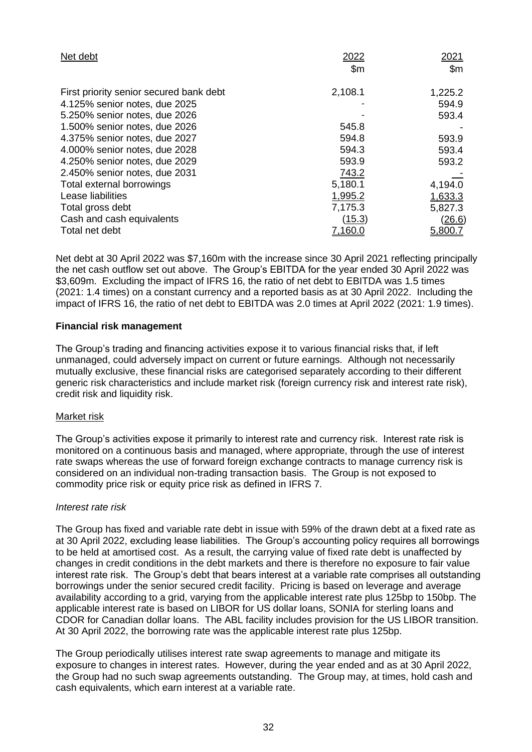| Net debt | 2022 | 2021 |
|---|---|---|
| | $m | $m |
| First priority senior secured bank debt | 2,108.1 | 1,225.2 |
| 4.125% senior notes, due 2025 | - | 594.9 |
| 5.250% senior notes, due 2026 | - | 593.4 |
| 1.500% senior notes, due 2026 | 545.8 | - |
| 4.375% senior notes, due 2027 | 594.8 | 593.9 |
| 4.000% senior notes, due 2028 | 594.3 | 593.4 |
| 4.250% senior notes, due 2029 | 593.9 | 593.2 |
| 2.450% senior notes, due 2031 | 743.2 | - |
| Total external borrowings | 5,180.1 | 4,194.0 |
| Lease liabilities | 1,995.2 | 1,633.3 |
| Total gross debt | 7,175.3 | 5,827.3 |
| Cash and cash equivalents | (15.3) | (26.6) |
| Total net debt | 7,160.0 | 5,800.7 |

Net debt at 30 April 2022 was $7,160m with the increase since 30 April 2021 reflecting principally the net cash outflow set out above. The Group's EBITDA for the year ended 30 April 2022 was $3,609m. Excluding the impact of IFRS 16, the ratio of net debt to EBITDA was 1.5 times (2021: 1.4 times) on a constant currency and a reported basis as at 30 April 2022. Including the impact of IFRS 16, the ratio of net debt to EBITDA was 2.0 times at April 2022 (2021: 1.9 times).

**Financial risk management**

The Group's trading and financing activities expose it to various financial risks that, if left unmanaged, could adversely impact on current or future earnings. Although not necessarily mutually exclusive, these financial risks are categorised separately according to their different generic risk characteristics and include market risk (foreign currency risk and interest rate risk), credit risk and liquidity risk.

Market risk

The Group's activities expose it primarily to interest rate and currency risk. Interest rate risk is monitored on a continuous basis and managed, where appropriate, through the use of interest rate swaps whereas the use of forward foreign exchange contracts to manage currency risk is considered on an individual non-trading transaction basis. The Group is not exposed to commodity price risk or equity price risk as defined in IFRS 7.

*Interest rate risk*

The Group has fixed and variable rate debt in issue with 59% of the drawn debt at a fixed rate as at 30 April 2022, excluding lease liabilities. The Group's accounting policy requires all borrowings to be held at amortised cost. As a result, the carrying value of fixed rate debt is unaffected by changes in credit conditions in the debt markets and there is therefore no exposure to fair value interest rate risk. The Group's debt that bears interest at a variable rate comprises all outstanding borrowings under the senior secured credit facility. Pricing is based on leverage and average availability according to a grid, varying from the applicable interest rate plus 125bp to 150bp. The applicable interest rate is based on LIBOR for US dollar loans, SONIA for sterling loans and CDOR for Canadian dollar loans. The ABL facility includes provision for the US LIBOR transition. At 30 April 2022, the borrowing rate was the applicable interest rate plus 125bp.

The Group periodically utilises interest rate swap agreements to manage and mitigate its exposure to changes in interest rates. However, during the year ended and as at 30 April 2022, the Group had no such swap agreements outstanding. The Group may, at times, hold cash and cash equivalents, which earn interest at a variable rate.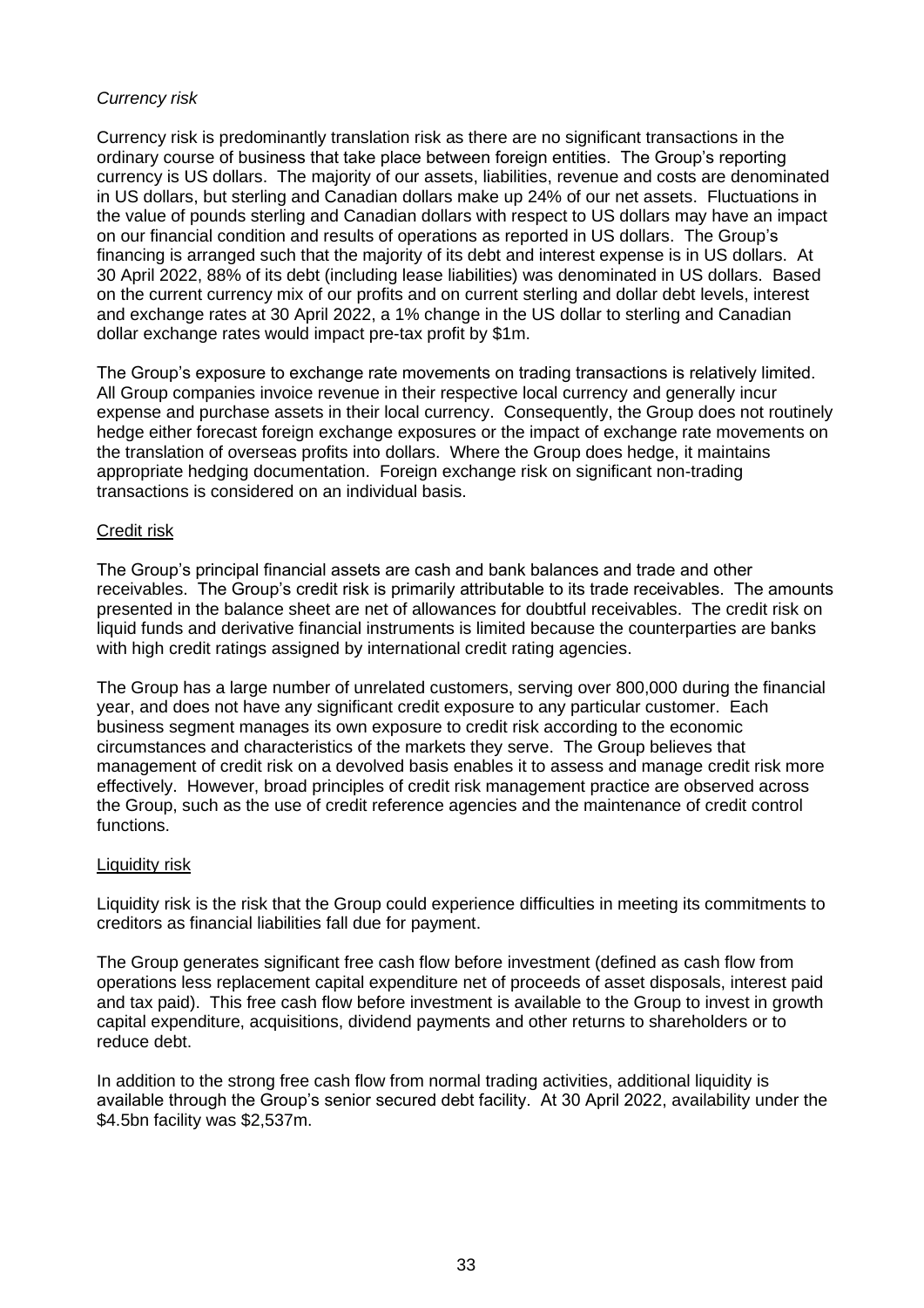*Currency risk*

Currency risk is predominantly translation risk as there are no significant transactions in the ordinary course of business that take place between foreign entities. The Group's reporting currency is US dollars. The majority of our assets, liabilities, revenue and costs are denominated in US dollars, but sterling and Canadian dollars make up 24% of our net assets. Fluctuations in the value of pounds sterling and Canadian dollars with respect to US dollars may have an impact on our financial condition and results of operations as reported in US dollars. The Group's financing is arranged such that the majority of its debt and interest expense is in US dollars. At 30 April 2022, 88% of its debt (including lease liabilities) was denominated in US dollars. Based on the current currency mix of our profits and on current sterling and dollar debt levels, interest and exchange rates at 30 April 2022, a 1% change in the US dollar to sterling and Canadian dollar exchange rates would impact pre-tax profit by $1m.

The Group's exposure to exchange rate movements on trading transactions is relatively limited. All Group companies invoice revenue in their respective local currency and generally incur expense and purchase assets in their local currency. Consequently, the Group does not routinely hedge either forecast foreign exchange exposures or the impact of exchange rate movements on the translation of overseas profits into dollars. Where the Group does hedge, it maintains appropriate hedging documentation. Foreign exchange risk on significant non-trading transactions is considered on an individual basis.

Credit risk

The Group's principal financial assets are cash and bank balances and trade and other receivables. The Group's credit risk is primarily attributable to its trade receivables. The amounts presented in the balance sheet are net of allowances for doubtful receivables. The credit risk on liquid funds and derivative financial instruments is limited because the counterparties are banks with high credit ratings assigned by international credit rating agencies.

The Group has a large number of unrelated customers, serving over 800,000 during the financial year, and does not have any significant credit exposure to any particular customer. Each business segment manages its own exposure to credit risk according to the economic circumstances and characteristics of the markets they serve. The Group believes that management of credit risk on a devolved basis enables it to assess and manage credit risk more effectively. However, broad principles of credit risk management practice are observed across the Group, such as the use of credit reference agencies and the maintenance of credit control functions.

Liquidity risk

Liquidity risk is the risk that the Group could experience difficulties in meeting its commitments to creditors as financial liabilities fall due for payment.

The Group generates significant free cash flow before investment (defined as cash flow from operations less replacement capital expenditure net of proceeds of asset disposals, interest paid and tax paid). This free cash flow before investment is available to the Group to invest in growth capital expenditure, acquisitions, dividend payments and other returns to shareholders or to reduce debt.

In addition to the strong free cash flow from normal trading activities, additional liquidity is available through the Group's senior secured debt facility. At 30 April 2022, availability under the $4.5bn facility was $2,537m.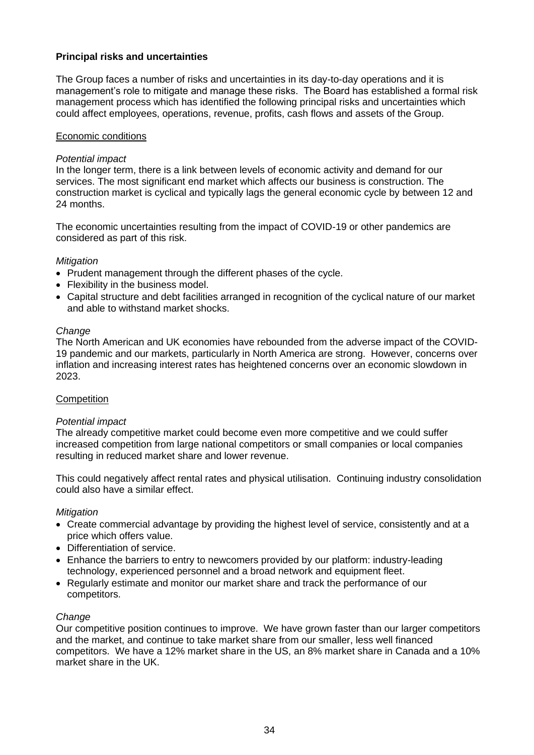## Principal risks and uncertainties

The Group faces a number of risks and uncertainties in its day-to-day operations and it is management's role to mitigate and manage these risks. The Board has established a formal risk management process which has identified the following principal risks and uncertainties which could affect employees, operations, revenue, profits, cash flows and assets of the Group.

### Economic conditions

*Potential impact*

In the longer term, there is a link between levels of economic activity and demand for our services. The most significant end market which affects our business is construction. The construction market is cyclical and typically lags the general economic cycle by between 12 and 24 months.

The economic uncertainties resulting from the impact of COVID-19 or other pandemics are considered as part of this risk.

*Mitigation*

- Prudent management through the different phases of the cycle.
- Flexibility in the business model.
- Capital structure and debt facilities arranged in recognition of the cyclical nature of our market and able to withstand market shocks.

*Change*

The North American and UK economies have rebounded from the adverse impact of the COVID-19 pandemic and our markets, particularly in North America are strong. However, concerns over inflation and increasing interest rates has heightened concerns over an economic slowdown in 2023.

### Competition

*Potential impact*

The already competitive market could become even more competitive and we could suffer increased competition from large national competitors or small companies or local companies resulting in reduced market share and lower revenue.

This could negatively affect rental rates and physical utilisation. Continuing industry consolidation could also have a similar effect.

*Mitigation*

- Create commercial advantage by providing the highest level of service, consistently and at a price which offers value.
- Differentiation of service.
- Enhance the barriers to entry to newcomers provided by our platform: industry-leading technology, experienced personnel and a broad network and equipment fleet.
- Regularly estimate and monitor our market share and track the performance of our competitors.

*Change*

Our competitive position continues to improve. We have grown faster than our larger competitors and the market, and continue to take market share from our smaller, less well financed competitors. We have a 12% market share in the US, an 8% market share in Canada and a 10% market share in the UK.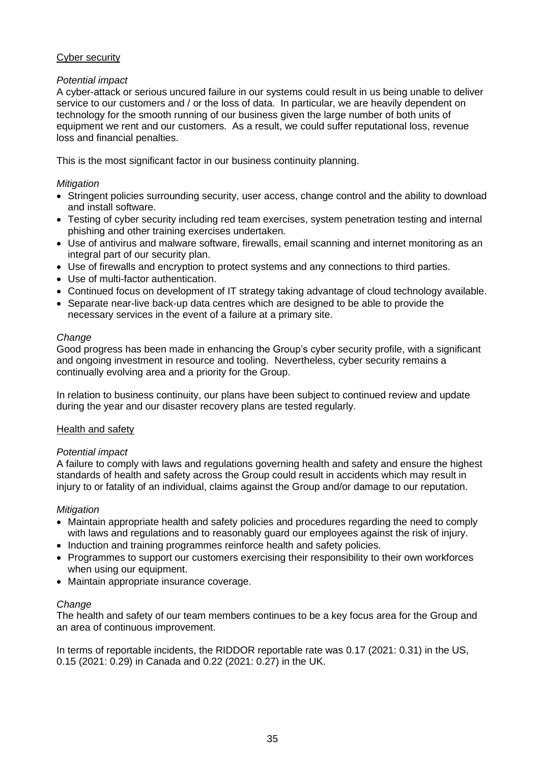## Cyber security

*Potential impact*

A cyber-attack or serious uncured failure in our systems could result in us being unable to deliver service to our customers and / or the loss of data. In particular, we are heavily dependent on technology for the smooth running of our business given the large number of both units of equipment we rent and our customers. As a result, we could suffer reputational loss, revenue loss and financial penalties.

This is the most significant factor in our business continuity planning.

*Mitigation*

- Stringent policies surrounding security, user access, change control and the ability to download and install software.
- Testing of cyber security including red team exercises, system penetration testing and internal phishing and other training exercises undertaken.
- Use of antivirus and malware software, firewalls, email scanning and internet monitoring as an integral part of our security plan.
- Use of firewalls and encryption to protect systems and any connections to third parties.
- Use of multi-factor authentication.
- Continued focus on development of IT strategy taking advantage of cloud technology available.
- Separate near-live back-up data centres which are designed to be able to provide the necessary services in the event of a failure at a primary site.

*Change*

Good progress has been made in enhancing the Group's cyber security profile, with a significant and ongoing investment in resource and tooling. Nevertheless, cyber security remains a continually evolving area and a priority for the Group.

In relation to business continuity, our plans have been subject to continued review and update during the year and our disaster recovery plans are tested regularly.

## Health and safety

*Potential impact*

A failure to comply with laws and regulations governing health and safety and ensure the highest standards of health and safety across the Group could result in accidents which may result in injury to or fatality of an individual, claims against the Group and/or damage to our reputation.

*Mitigation*

- Maintain appropriate health and safety policies and procedures regarding the need to comply with laws and regulations and to reasonably guard our employees against the risk of injury.
- Induction and training programmes reinforce health and safety policies.
- Programmes to support our customers exercising their responsibility to their own workforces when using our equipment.
- Maintain appropriate insurance coverage.

*Change*

The health and safety of our team members continues to be a key focus area for the Group and an area of continuous improvement.

In terms of reportable incidents, the RIDDOR reportable rate was 0.17 (2021: 0.31) in the US, 0.15 (2021: 0.29) in Canada and 0.22 (2021: 0.27) in the UK.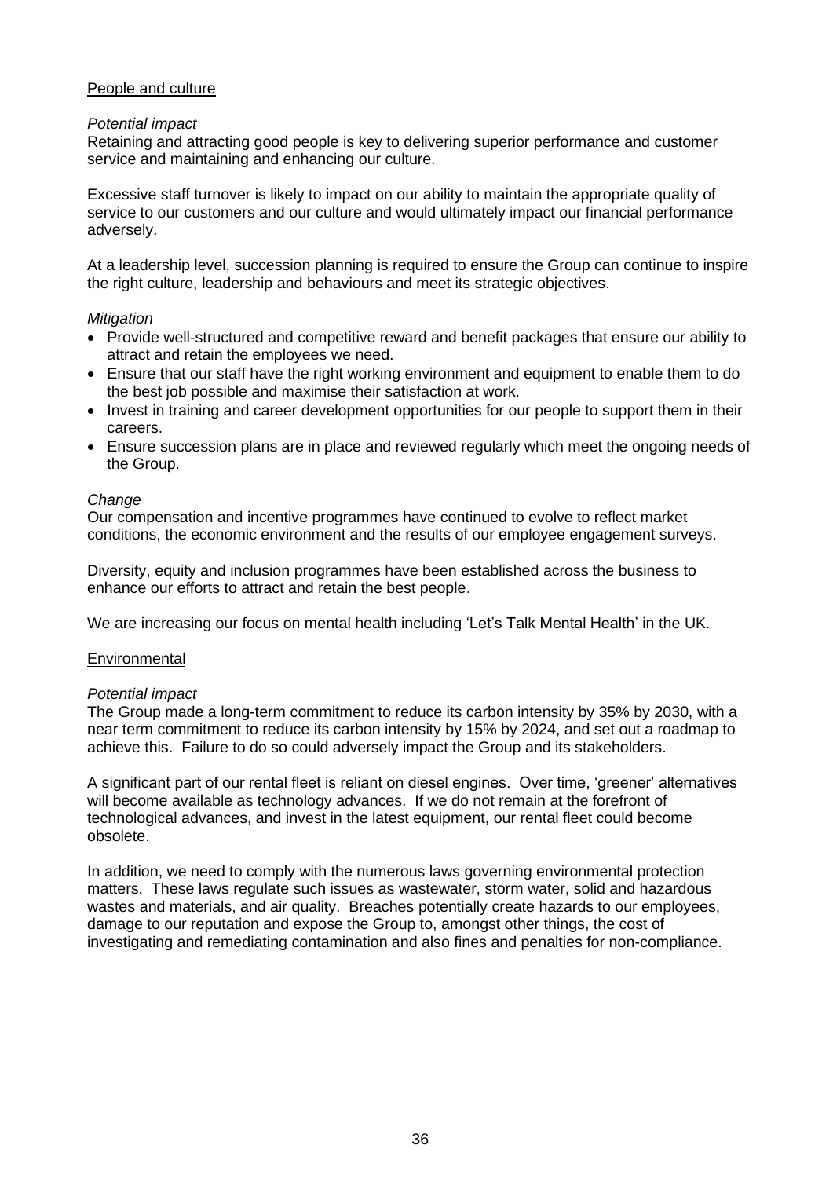### People and culture

*Potential impact*

Retaining and attracting good people is key to delivering superior performance and customer service and maintaining and enhancing our culture.

Excessive staff turnover is likely to impact on our ability to maintain the appropriate quality of service to our customers and our culture and would ultimately impact our financial performance adversely.

At a leadership level, succession planning is required to ensure the Group can continue to inspire the right culture, leadership and behaviours and meet its strategic objectives.

*Mitigation*

- Provide well-structured and competitive reward and benefit packages that ensure our ability to attract and retain the employees we need.
- Ensure that our staff have the right working environment and equipment to enable them to do the best job possible and maximise their satisfaction at work.
- Invest in training and career development opportunities for our people to support them in their careers.
- Ensure succession plans are in place and reviewed regularly which meet the ongoing needs of the Group.

*Change*

Our compensation and incentive programmes have continued to evolve to reflect market conditions, the economic environment and the results of our employee engagement surveys.

Diversity, equity and inclusion programmes have been established across the business to enhance our efforts to attract and retain the best people.

We are increasing our focus on mental health including 'Let's Talk Mental Health' in the UK.

### Environmental

*Potential impact*

The Group made a long-term commitment to reduce its carbon intensity by 35% by 2030, with a near term commitment to reduce its carbon intensity by 15% by 2024, and set out a roadmap to achieve this. Failure to do so could adversely impact the Group and its stakeholders.

A significant part of our rental fleet is reliant on diesel engines. Over time, 'greener' alternatives will become available as technology advances. If we do not remain at the forefront of technological advances, and invest in the latest equipment, our rental fleet could become obsolete.

In addition, we need to comply with the numerous laws governing environmental protection matters. These laws regulate such issues as wastewater, storm water, solid and hazardous wastes and materials, and air quality. Breaches potentially create hazards to our employees, damage to our reputation and expose the Group to, amongst other things, the cost of investigating and remediating contamination and also fines and penalties for non-compliance.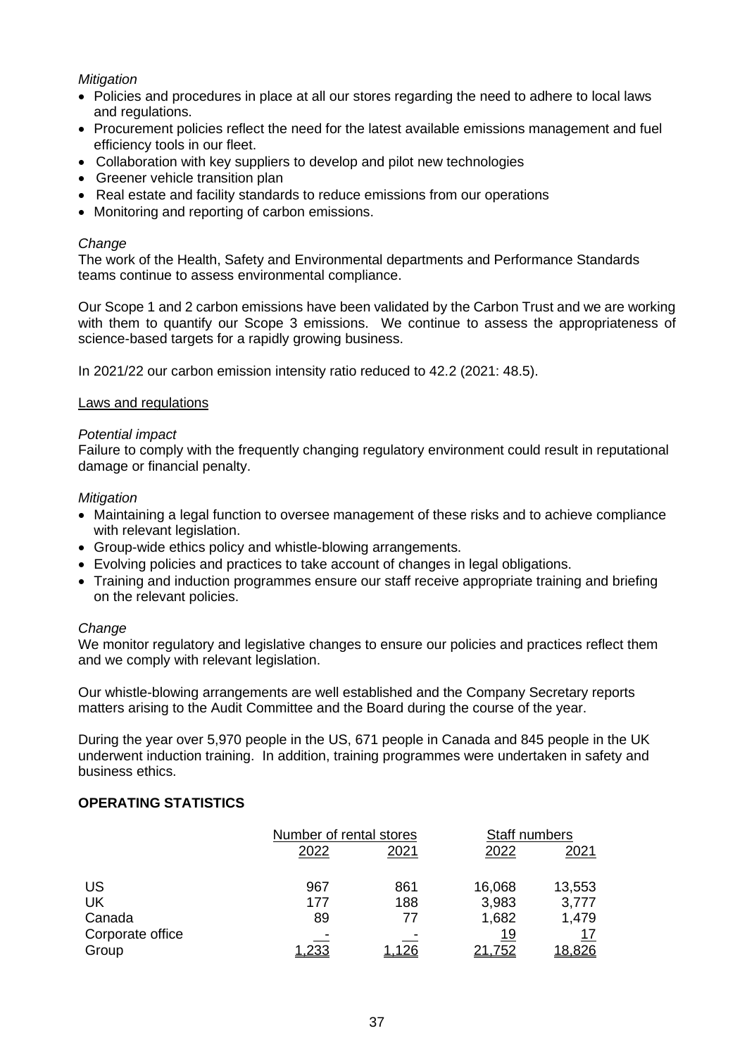*Mitigation*

- Policies and procedures in place at all our stores regarding the need to adhere to local laws and regulations.
- Procurement policies reflect the need for the latest available emissions management and fuel efficiency tools in our fleet.
- Collaboration with key suppliers to develop and pilot new technologies
- Greener vehicle transition plan
- Real estate and facility standards to reduce emissions from our operations
- Monitoring and reporting of carbon emissions.

*Change*

The work of the Health, Safety and Environmental departments and Performance Standards teams continue to assess environmental compliance.

Our Scope 1 and 2 carbon emissions have been validated by the Carbon Trust and we are working with them to quantify our Scope 3 emissions. We continue to assess the appropriateness of science-based targets for a rapidly growing business.

In 2021/22 our carbon emission intensity ratio reduced to 42.2 (2021: 48.5).

Laws and regulations

*Potential impact*

Failure to comply with the frequently changing regulatory environment could result in reputational damage or financial penalty.

*Mitigation*

- Maintaining a legal function to oversee management of these risks and to achieve compliance with relevant legislation.
- Group-wide ethics policy and whistle-blowing arrangements.
- Evolving policies and practices to take account of changes in legal obligations.
- Training and induction programmes ensure our staff receive appropriate training and briefing on the relevant policies.

*Change*

We monitor regulatory and legislative changes to ensure our policies and practices reflect them and we comply with relevant legislation.

Our whistle-blowing arrangements are well established and the Company Secretary reports matters arising to the Audit Committee and the Board during the course of the year.

During the year over 5,970 people in the US, 671 people in Canada and 845 people in the UK underwent induction training. In addition, training programmes were undertaken in safety and business ethics.

**OPERATING STATISTICS**

| | Number of rental stores | | Staff numbers | |
|---|---|---|---|---|
| | 2022 | 2021 | 2022 | 2021 |
| US | 967 | 861 | 16,068 | 13,553 |
| UK | 177 | 188 | 3,983 | 3,777 |
| Canada | 89 | 77 | 1,682 | 1,479 |
| Corporate office | - | - | 19 | 17 |
| Group | 1,233 | 1,126 | 21,752 | 18,826 |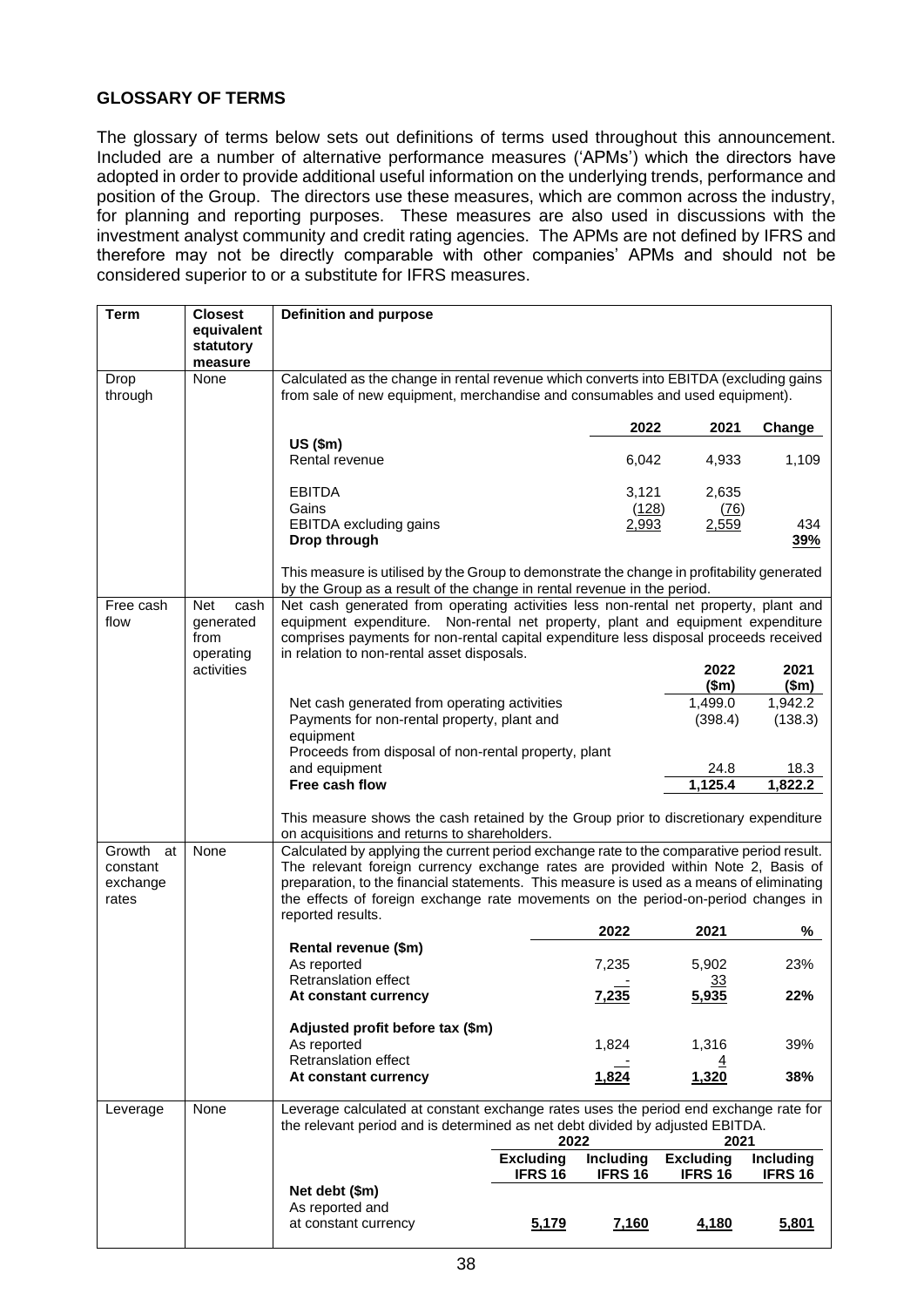## GLOSSARY OF TERMS

The glossary of terms below sets out definitions of terms used throughout this announcement. Included are a number of alternative performance measures ('APMs') which the directors have adopted in order to provide additional useful information on the underlying trends, performance and position of the Group. The directors use these measures, which are common across the industry, for planning and reporting purposes. These measures are also used in discussions with the investment analyst community and credit rating agencies. The APMs are not defined by IFRS and therefore may not be directly comparable with other companies' APMs and should not be considered superior to or a substitute for IFRS measures.

| Term | Closest equivalent statutory measure | Definition and purpose |
|---|---|---|
| Drop through | None | Calculated as the change in rental revenue which converts into EBITDA (excluding gains from sale of new equipment, merchandise and consumables and used equipment). |

| US ($m) | 2022 | 2021 | Change |
|---|---|---|---|
| Rental revenue | 6,042 | 4,933 | 1,109 |
| EBITDA | 3,121 | 2,635 | |
| Gains | (128) | (76) | |
| EBITDA excluding gains | 2,993 | 2,559 | 434 |
| **Drop through** | | | **39%** |

This measure is utilised by the Group to demonstrate the change in profitability generated by the Group as a result of the change in rental revenue in the period.

| Term | Closest equivalent statutory measure | Definition and purpose |
|---|---|---|
| Free cash flow | Net cash generated from operating activities | Net cash generated from operating activities less non-rental net property, plant and equipment expenditure. Non-rental net property, plant and equipment expenditure comprises payments for non-rental capital expenditure less disposal proceeds received in relation to non-rental asset disposals. |

| | 2022 ($m) | 2021 ($m) |
|---|---|---|
| Net cash generated from operating activities | 1,499.0 | 1,942.2 |
| Payments for non-rental property, plant and equipment | (398.4) | (138.3) |
| Proceeds from disposal of non-rental property, plant and equipment | 24.8 | 18.3 |
| **Free cash flow** | **1,125.4** | **1,822.2** |

This measure shows the cash retained by the Group prior to discretionary expenditure on acquisitions and returns to shareholders.

| Term | Closest equivalent statutory measure | Definition and purpose |
|---|---|---|
| Growth at constant exchange rates | None | Calculated by applying the current period exchange rate to the comparative period result. The relevant foreign currency exchange rates are provided within Note 2, Basis of preparation, to the financial statements. This measure is used as a means of eliminating the effects of foreign exchange rate movements on the period-on-period changes in reported results. |

| | 2022 | 2021 | % |
|---|---|---|---|
| **Rental revenue ($m)** | | | |
| As reported | 7,235 | 5,902 | 23% |
| Retranslation effect | - | 33 | |
| **At constant currency** | **7,235** | **5,935** | **22%** |
| **Adjusted profit before tax ($m)** | | | |
| As reported | 1,824 | 1,316 | 39% |
| Retranslation effect | - | 4 | |
| **At constant currency** | **1,824** | **1,320** | **38%** |

| Term | Closest equivalent statutory measure | Definition and purpose |
|---|---|---|
| Leverage | None | Leverage calculated at constant exchange rates uses the period end exchange rate for the relevant period and is determined as net debt divided by adjusted EBITDA. |

| | 2022 | | 2021 | |
|---|---|---|---|---|
| | **Excluding IFRS 16** | **Including IFRS 16** | **Excluding IFRS 16** | **Including IFRS 16** |
| **Net debt ($m)** | | | | |
| As reported and at constant currency | **5,179** | **7,160** | **4,180** | **5,801** |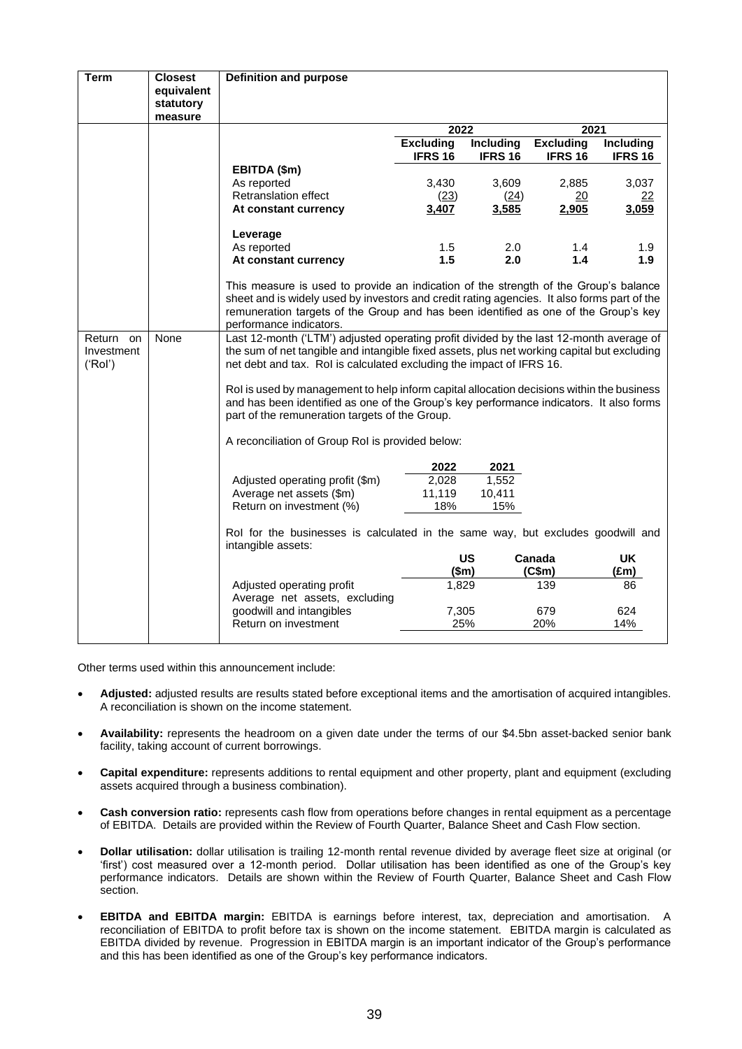| Term | Closest equivalent statutory measure | Definition and purpose |
|---|---|---|
| | | (see EBITDA and leverage table below) |

| | 2022 Excluding IFRS 16 | 2022 Including IFRS 16 | 2021 Excluding IFRS 16 | 2021 Including IFRS 16 |
|---|---|---|---|---|
| **EBITDA ($m)** | | | | |
| As reported | 3,430 | 3,609 | 2,885 | 3,037 |
| Retranslation effect | (23) | (24) | 20 | 22 |
| **At constant currency** | **3,407** | **3,585** | **2,905** | **3,059** |
| **Leverage** | | | | |
| As reported | 1.5 | 2.0 | 1.4 | 1.9 |
| **At constant currency** | **1.5** | **2.0** | **1.4** | **1.9** |

This measure is used to provide an indication of the strength of the Group's balance sheet and is widely used by investors and credit rating agencies. It also forms part of the remuneration targets of the Group and has been identified as one of the Group's key performance indicators.

| Term | Closest equivalent statutory measure | Definition and purpose |
|---|---|---|
| Return on Investment ('RoI') | None | Last 12-month ('LTM') adjusted operating profit divided by the last 12-month average of the sum of net tangible and intangible fixed assets, plus net working capital but excluding net debt and tax. RoI is calculated excluding the impact of IFRS 16. |

RoI is used by management to help inform capital allocation decisions within the business and has been identified as one of the Group's key performance indicators. It also forms part of the remuneration targets of the Group.

A reconciliation of Group RoI is provided below:

| | 2022 | 2021 |
|---|---|---|
| Adjusted operating profit ($m) | 2,028 | 1,552 |
| Average net assets ($m) | 11,119 | 10,411 |
| Return on investment (%) | 18% | 15% |

RoI for the businesses is calculated in the same way, but excludes goodwill and intangible assets:

| | US ($m) | Canada (C$m) | UK (£m) |
|---|---|---|---|
| Adjusted operating profit | 1,829 | 139 | 86 |
| Average net assets, excluding goodwill and intangibles | 7,305 | 679 | 624 |
| Return on investment | 25% | 20% | 14% |

Other terms used within this announcement include:

- **Adjusted:** adjusted results are results stated before exceptional items and the amortisation of acquired intangibles. A reconciliation is shown on the income statement.
- **Availability:** represents the headroom on a given date under the terms of our $4.5bn asset-backed senior bank facility, taking account of current borrowings.
- **Capital expenditure:** represents additions to rental equipment and other property, plant and equipment (excluding assets acquired through a business combination).
- **Cash conversion ratio:** represents cash flow from operations before changes in rental equipment as a percentage of EBITDA. Details are provided within the Review of Fourth Quarter, Balance Sheet and Cash Flow section.
- **Dollar utilisation:** dollar utilisation is trailing 12-month rental revenue divided by average fleet size at original (or 'first') cost measured over a 12-month period. Dollar utilisation has been identified as one of the Group's key performance indicators. Details are shown within the Review of Fourth Quarter, Balance Sheet and Cash Flow section.
- **EBITDA and EBITDA margin:** EBITDA is earnings before interest, tax, depreciation and amortisation. A reconciliation of EBITDA to profit before tax is shown on the income statement. EBITDA margin is calculated as EBITDA divided by revenue. Progression in EBITDA margin is an important indicator of the Group's performance and this has been identified as one of the Group's key performance indicators.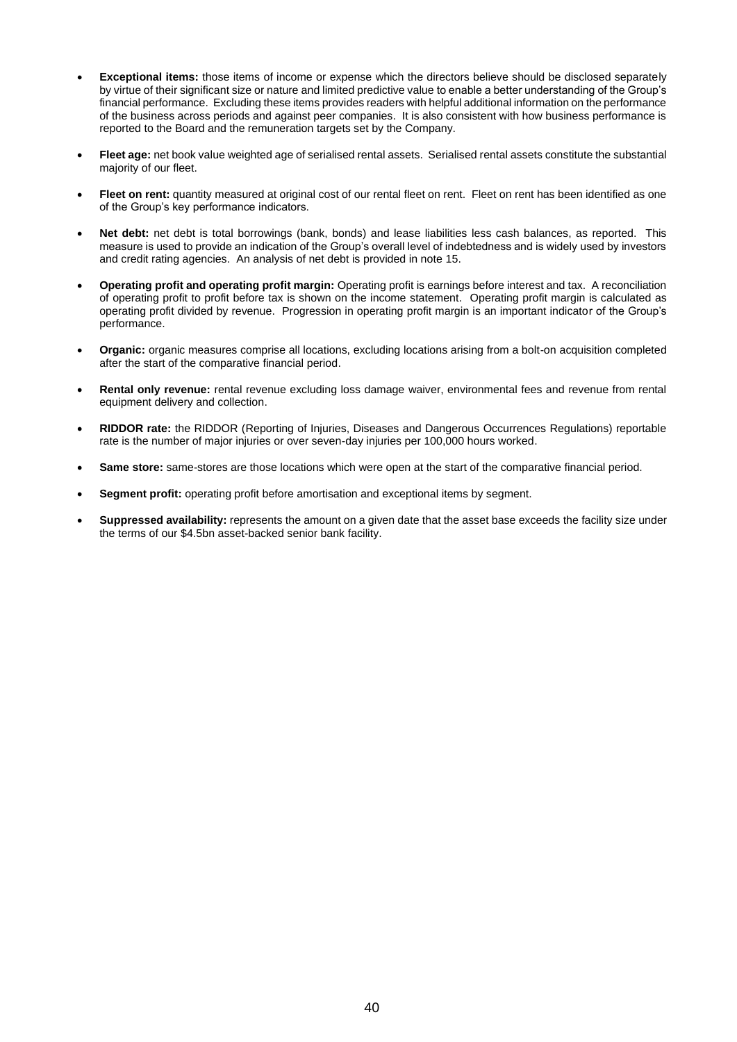- **Exceptional items:** those items of income or expense which the directors believe should be disclosed separately by virtue of their significant size or nature and limited predictive value to enable a better understanding of the Group's financial performance. Excluding these items provides readers with helpful additional information on the performance of the business across periods and against peer companies. It is also consistent with how business performance is reported to the Board and the remuneration targets set by the Company.

- **Fleet age:** net book value weighted age of serialised rental assets. Serialised rental assets constitute the substantial majority of our fleet.

- **Fleet on rent:** quantity measured at original cost of our rental fleet on rent. Fleet on rent has been identified as one of the Group's key performance indicators.

- **Net debt:** net debt is total borrowings (bank, bonds) and lease liabilities less cash balances, as reported. This measure is used to provide an indication of the Group's overall level of indebtedness and is widely used by investors and credit rating agencies. An analysis of net debt is provided in note 15.

- **Operating profit and operating profit margin:** Operating profit is earnings before interest and tax. A reconciliation of operating profit to profit before tax is shown on the income statement. Operating profit margin is calculated as operating profit divided by revenue. Progression in operating profit margin is an important indicator of the Group's performance.

- **Organic:** organic measures comprise all locations, excluding locations arising from a bolt-on acquisition completed after the start of the comparative financial period.

- **Rental only revenue:** rental revenue excluding loss damage waiver, environmental fees and revenue from rental equipment delivery and collection.

- **RIDDOR rate:** the RIDDOR (Reporting of Injuries, Diseases and Dangerous Occurrences Regulations) reportable rate is the number of major injuries or over seven-day injuries per 100,000 hours worked.

- **Same store:** same-stores are those locations which were open at the start of the comparative financial period.

- **Segment profit:** operating profit before amortisation and exceptional items by segment.

- **Suppressed availability:** represents the amount on a given date that the asset base exceeds the facility size under the terms of our $4.5bn asset-backed senior bank facility.